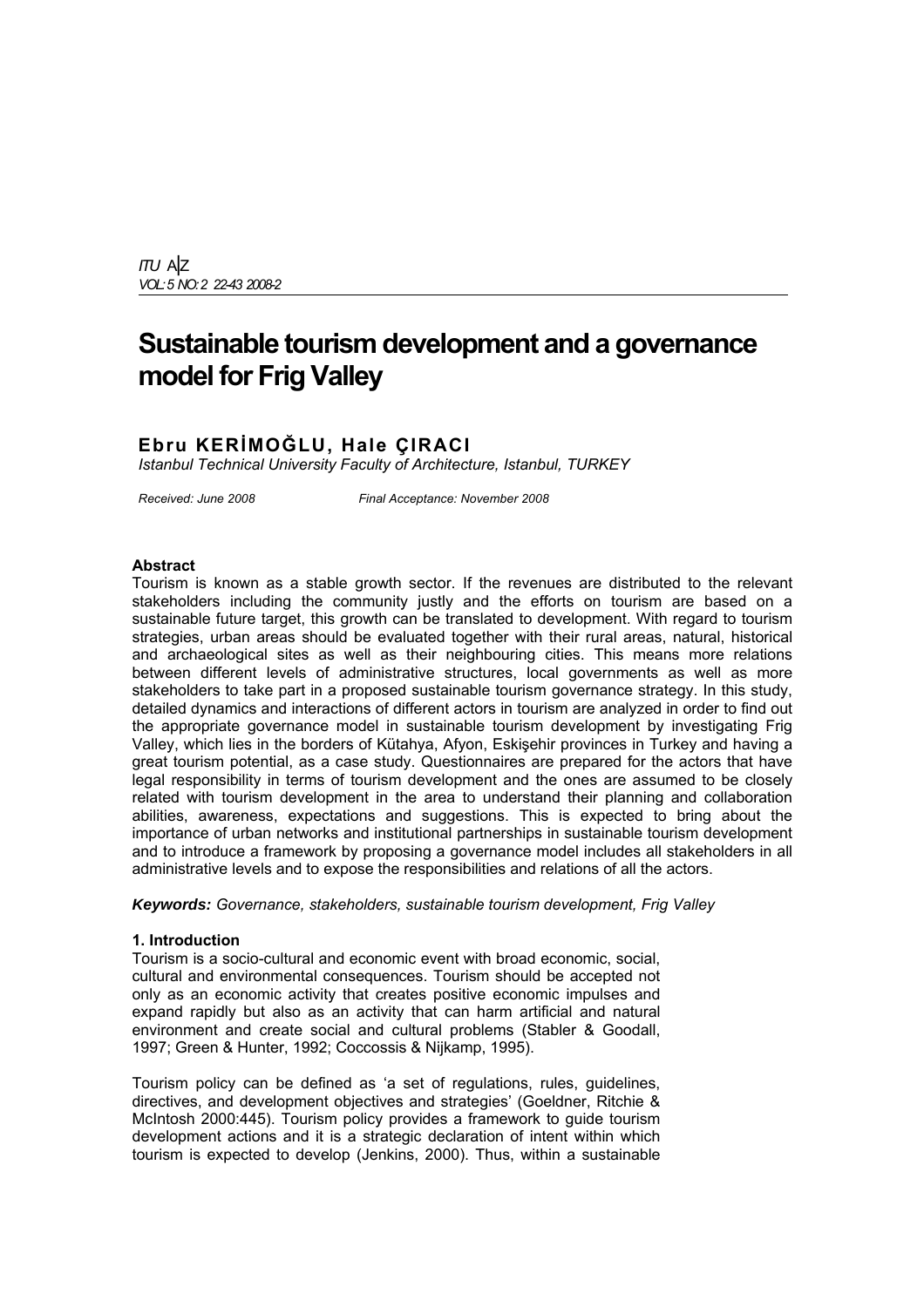# Sustainable tourism development and a governance model for Frig Valley

**Ebru KERİMOĞLU, Hale ÇIRACI**

*Istanbul Technical University Faculty of Architecture, Istanbul, TURKEY*

*Received: June 2008* *Final Acceptance: November 2008*

**Abstract**

Tourism is known as a stable growth sector. If the revenues are distributed to the relevant stakeholders including the community justly and the efforts on tourism are based on a sustainable future target, this growth can be translated to development. With regard to tourism strategies, urban areas should be evaluated together with their rural areas, natural, historical and archaeological sites as well as their neighbouring cities. This means more relations between different levels of administrative structures, local governments as well as more stakeholders to take part in a proposed sustainable tourism governance strategy. In this study, detailed dynamics and interactions of different actors in tourism are analyzed in order to find out the appropriate governance model in sustainable tourism development by investigating Frig Valley, which lies in the borders of Kütahya, Afyon, Eskişehir provinces in Turkey and having a great tourism potential, as a case study. Questionnaires are prepared for the actors that have legal responsibility in terms of tourism development and the ones are assumed to be closely related with tourism development in the area to understand their planning and collaboration abilities, awareness, expectations and suggestions. This is expected to bring about the importance of urban networks and institutional partnerships in sustainable tourism development and to introduce a framework by proposing a governance model includes all stakeholders in all administrative levels and to expose the responsibilities and relations of all the actors.

***Keywords:*** *Governance, stakeholders, sustainable tourism development, Frig Valley*

## 1. Introduction

Tourism is a socio-cultural and economic event with broad economic, social, cultural and environmental consequences. Tourism should be accepted not only as an economic activity that creates positive economic impulses and expand rapidly but also as an activity that can harm artificial and natural environment and create social and cultural problems (Stabler & Goodall, 1997; Green & Hunter, 1992; Coccossis & Nijkamp, 1995).

Tourism policy can be defined as 'a set of regulations, rules, guidelines, directives, and development objectives and strategies' (Goeldner, Ritchie & McIntosh 2000:445). Tourism policy provides a framework to guide tourism development actions and it is a strategic declaration of intent within which tourism is expected to develop (Jenkins, 2000). Thus, within a sustainable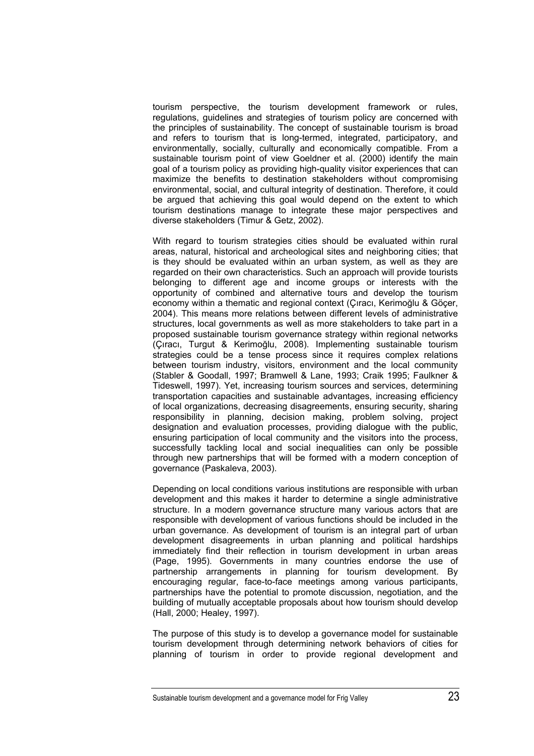tourism perspective, the tourism development framework or rules, regulations, guidelines and strategies of tourism policy are concerned with the principles of sustainability. The concept of sustainable tourism is broad and refers to tourism that is long-termed, integrated, participatory, and environmentally, socially, culturally and economically compatible. From a sustainable tourism point of view Goeldner et al. (2000) identify the main goal of a tourism policy as providing high-quality visitor experiences that can maximize the benefits to destination stakeholders without compromising environmental, social, and cultural integrity of destination. Therefore, it could be argued that achieving this goal would depend on the extent to which tourism destinations manage to integrate these major perspectives and diverse stakeholders (Timur & Getz, 2002).

With regard to tourism strategies cities should be evaluated within rural areas, natural, historical and archeological sites and neighboring cities; that is they should be evaluated within an urban system, as well as they are regarded on their own characteristics. Such an approach will provide tourists belonging to different age and income groups or interests with the opportunity of combined and alternative tours and develop the tourism economy within a thematic and regional context (Çıracı, Kerimoğlu & Göçer, 2004). This means more relations between different levels of administrative structures, local governments as well as more stakeholders to take part in a proposed sustainable tourism governance strategy within regional networks (Çıracı, Turgut & Kerimoğlu, 2008). Implementing sustainable tourism strategies could be a tense process since it requires complex relations between tourism industry, visitors, environment and the local community (Stabler & Goodall, 1997; Bramwell & Lane, 1993; Craik 1995; Faulkner & Tideswell, 1997). Yet, increasing tourism sources and services, determining transportation capacities and sustainable advantages, increasing efficiency of local organizations, decreasing disagreements, ensuring security, sharing responsibility in planning, decision making, problem solving, project designation and evaluation processes, providing dialogue with the public, ensuring participation of local community and the visitors into the process, successfully tackling local and social inequalities can only be possible through new partnerships that will be formed with a modern conception of governance (Paskaleva, 2003).

Depending on local conditions various institutions are responsible with urban development and this makes it harder to determine a single administrative structure. In a modern governance structure many various actors that are responsible with development of various functions should be included in the urban governance. As development of tourism is an integral part of urban development disagreements in urban planning and political hardships immediately find their reflection in tourism development in urban areas (Page, 1995). Governments in many countries endorse the use of partnership arrangements in planning for tourism development. By encouraging regular, face-to-face meetings among various participants, partnerships have the potential to promote discussion, negotiation, and the building of mutually acceptable proposals about how tourism should develop (Hall, 2000; Healey, 1997).

The purpose of this study is to develop a governance model for sustainable tourism development through determining network behaviors of cities for planning of tourism in order to provide regional development and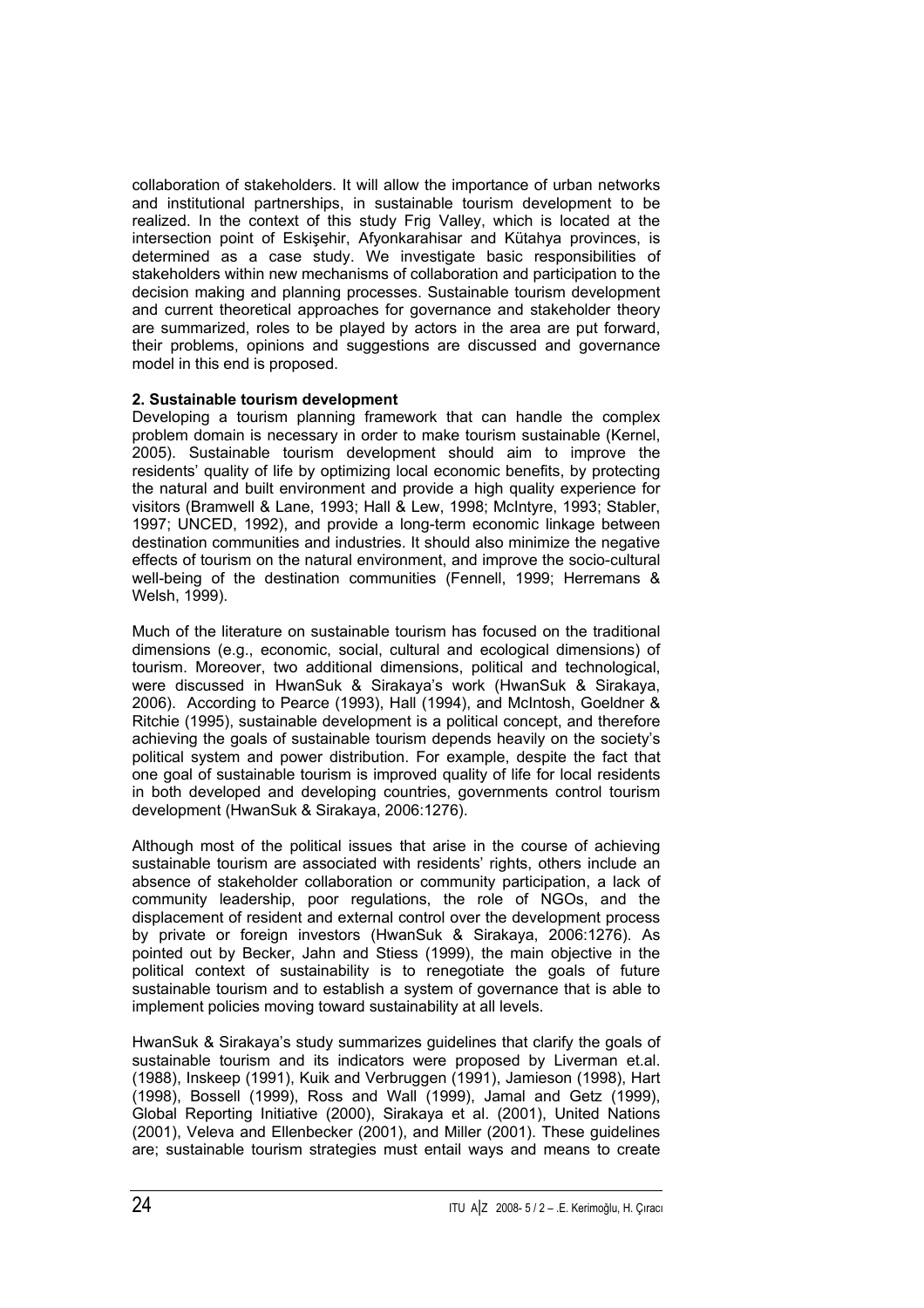collaboration of stakeholders. It will allow the importance of urban networks and institutional partnerships, in sustainable tourism development to be realized. In the context of this study Frig Valley, which is located at the intersection point of Eskişehir, Afyonkarahisar and Kütahya provinces, is determined as a case study. We investigate basic responsibilities of stakeholders within new mechanisms of collaboration and participation to the decision making and planning processes. Sustainable tourism development and current theoretical approaches for governance and stakeholder theory are summarized, roles to be played by actors in the area are put forward, their problems, opinions and suggestions are discussed and governance model in this end is proposed.

## 2. Sustainable tourism development

Developing a tourism planning framework that can handle the complex problem domain is necessary in order to make tourism sustainable (Kernel, 2005). Sustainable tourism development should aim to improve the residents' quality of life by optimizing local economic benefits, by protecting the natural and built environment and provide a high quality experience for visitors (Bramwell & Lane, 1993; Hall & Lew, 1998; McIntyre, 1993; Stabler, 1997; UNCED, 1992), and provide a long-term economic linkage between destination communities and industries. It should also minimize the negative effects of tourism on the natural environment, and improve the socio-cultural well-being of the destination communities (Fennell, 1999; Herremans & Welsh, 1999).

Much of the literature on sustainable tourism has focused on the traditional dimensions (e.g., economic, social, cultural and ecological dimensions) of tourism. Moreover, two additional dimensions, political and technological, were discussed in HwanSuk & Sirakaya's work (HwanSuk & Sirakaya, 2006). According to Pearce (1993), Hall (1994), and McIntosh, Goeldner & Ritchie (1995), sustainable development is a political concept, and therefore achieving the goals of sustainable tourism depends heavily on the society's political system and power distribution. For example, despite the fact that one goal of sustainable tourism is improved quality of life for local residents in both developed and developing countries, governments control tourism development (HwanSuk & Sirakaya, 2006:1276).

Although most of the political issues that arise in the course of achieving sustainable tourism are associated with residents' rights, others include an absence of stakeholder collaboration or community participation, a lack of community leadership, poor regulations, the role of NGOs, and the displacement of resident and external control over the development process by private or foreign investors (HwanSuk & Sirakaya, 2006:1276). As pointed out by Becker, Jahn and Stiess (1999), the main objective in the political context of sustainability is to renegotiate the goals of future sustainable tourism and to establish a system of governance that is able to implement policies moving toward sustainability at all levels.

HwanSuk & Sirakaya's study summarizes guidelines that clarify the goals of sustainable tourism and its indicators were proposed by Liverman et.al. (1988), Inskeep (1991), Kuik and Verbruggen (1991), Jamieson (1998), Hart (1998), Bossell (1999), Ross and Wall (1999), Jamal and Getz (1999), Global Reporting Initiative (2000), Sirakaya et al. (2001), United Nations (2001), Veleva and Ellenbecker (2001), and Miller (2001). These guidelines are; sustainable tourism strategies must entail ways and means to create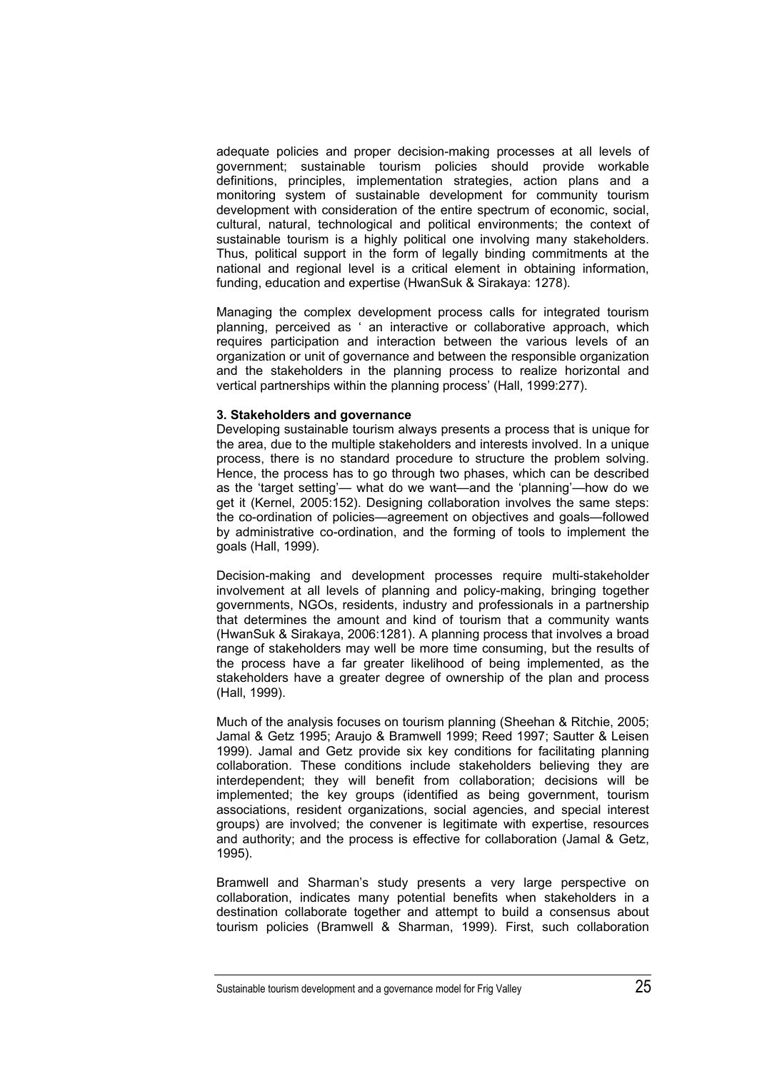adequate policies and proper decision-making processes at all levels of government; sustainable tourism policies should provide workable definitions, principles, implementation strategies, action plans and a monitoring system of sustainable development for community tourism development with consideration of the entire spectrum of economic, social, cultural, natural, technological and political environments; the context of sustainable tourism is a highly political one involving many stakeholders. Thus, political support in the form of legally binding commitments at the national and regional level is a critical element in obtaining information, funding, education and expertise (HwanSuk & Sirakaya: 1278).

Managing the complex development process calls for integrated tourism planning, perceived as ' an interactive or collaborative approach, which requires participation and interaction between the various levels of an organization or unit of governance and between the responsible organization and the stakeholders in the planning process to realize horizontal and vertical partnerships within the planning process' (Hall, 1999:277).

**3. Stakeholders and governance**

Developing sustainable tourism always presents a process that is unique for the area, due to the multiple stakeholders and interests involved. In a unique process, there is no standard procedure to structure the problem solving. Hence, the process has to go through two phases, which can be described as the 'target setting'— what do we want—and the 'planning'—how do we get it (Kernel, 2005:152). Designing collaboration involves the same steps: the co-ordination of policies—agreement on objectives and goals—followed by administrative co-ordination, and the forming of tools to implement the goals (Hall, 1999).

Decision-making and development processes require multi-stakeholder involvement at all levels of planning and policy-making, bringing together governments, NGOs, residents, industry and professionals in a partnership that determines the amount and kind of tourism that a community wants (HwanSuk & Sirakaya, 2006:1281). A planning process that involves a broad range of stakeholders may well be more time consuming, but the results of the process have a far greater likelihood of being implemented, as the stakeholders have a greater degree of ownership of the plan and process (Hall, 1999).

Much of the analysis focuses on tourism planning (Sheehan & Ritchie, 2005; Jamal & Getz 1995; Araujo & Bramwell 1999; Reed 1997; Sautter & Leisen 1999). Jamal and Getz provide six key conditions for facilitating planning collaboration. These conditions include stakeholders believing they are interdependent; they will benefit from collaboration; decisions will be implemented; the key groups (identified as being government, tourism associations, resident organizations, social agencies, and special interest groups) are involved; the convener is legitimate with expertise, resources and authority; and the process is effective for collaboration (Jamal & Getz, 1995).

Bramwell and Sharman's study presents a very large perspective on collaboration, indicates many potential benefits when stakeholders in a destination collaborate together and attempt to build a consensus about tourism policies (Bramwell & Sharman, 1999). First, such collaboration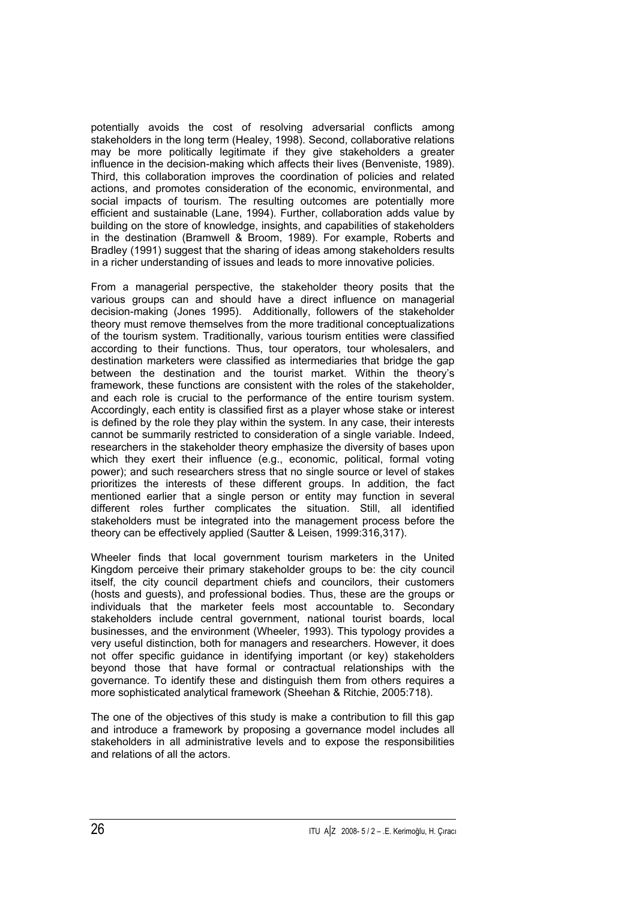potentially avoids the cost of resolving adversarial conflicts among stakeholders in the long term (Healey, 1998). Second, collaborative relations may be more politically legitimate if they give stakeholders a greater influence in the decision-making which affects their lives (Benveniste, 1989). Third, this collaboration improves the coordination of policies and related actions, and promotes consideration of the economic, environmental, and social impacts of tourism. The resulting outcomes are potentially more efficient and sustainable (Lane, 1994). Further, collaboration adds value by building on the store of knowledge, insights, and capabilities of stakeholders in the destination (Bramwell & Broom, 1989). For example, Roberts and Bradley (1991) suggest that the sharing of ideas among stakeholders results in a richer understanding of issues and leads to more innovative policies.

From a managerial perspective, the stakeholder theory posits that the various groups can and should have a direct influence on managerial decision-making (Jones 1995). Additionally, followers of the stakeholder theory must remove themselves from the more traditional conceptualizations of the tourism system. Traditionally, various tourism entities were classified according to their functions. Thus, tour operators, tour wholesalers, and destination marketers were classified as intermediaries that bridge the gap between the destination and the tourist market. Within the theory's framework, these functions are consistent with the roles of the stakeholder, and each role is crucial to the performance of the entire tourism system. Accordingly, each entity is classified first as a player whose stake or interest is defined by the role they play within the system. In any case, their interests cannot be summarily restricted to consideration of a single variable. Indeed, researchers in the stakeholder theory emphasize the diversity of bases upon which they exert their influence (e.g., economic, political, formal voting power); and such researchers stress that no single source or level of stakes prioritizes the interests of these different groups. In addition, the fact mentioned earlier that a single person or entity may function in several different roles further complicates the situation. Still, all identified stakeholders must be integrated into the management process before the theory can be effectively applied (Sautter & Leisen, 1999:316,317).

Wheeler finds that local government tourism marketers in the United Kingdom perceive their primary stakeholder groups to be: the city council itself, the city council department chiefs and councilors, their customers (hosts and guests), and professional bodies. Thus, these are the groups or individuals that the marketer feels most accountable to. Secondary stakeholders include central government, national tourist boards, local businesses, and the environment (Wheeler, 1993). This typology provides a very useful distinction, both for managers and researchers. However, it does not offer specific guidance in identifying important (or key) stakeholders beyond those that have formal or contractual relationships with the governance. To identify these and distinguish them from others requires a more sophisticated analytical framework (Sheehan & Ritchie, 2005:718).

The one of the objectives of this study is make a contribution to fill this gap and introduce a framework by proposing a governance model includes all stakeholders in all administrative levels and to expose the responsibilities and relations of all the actors.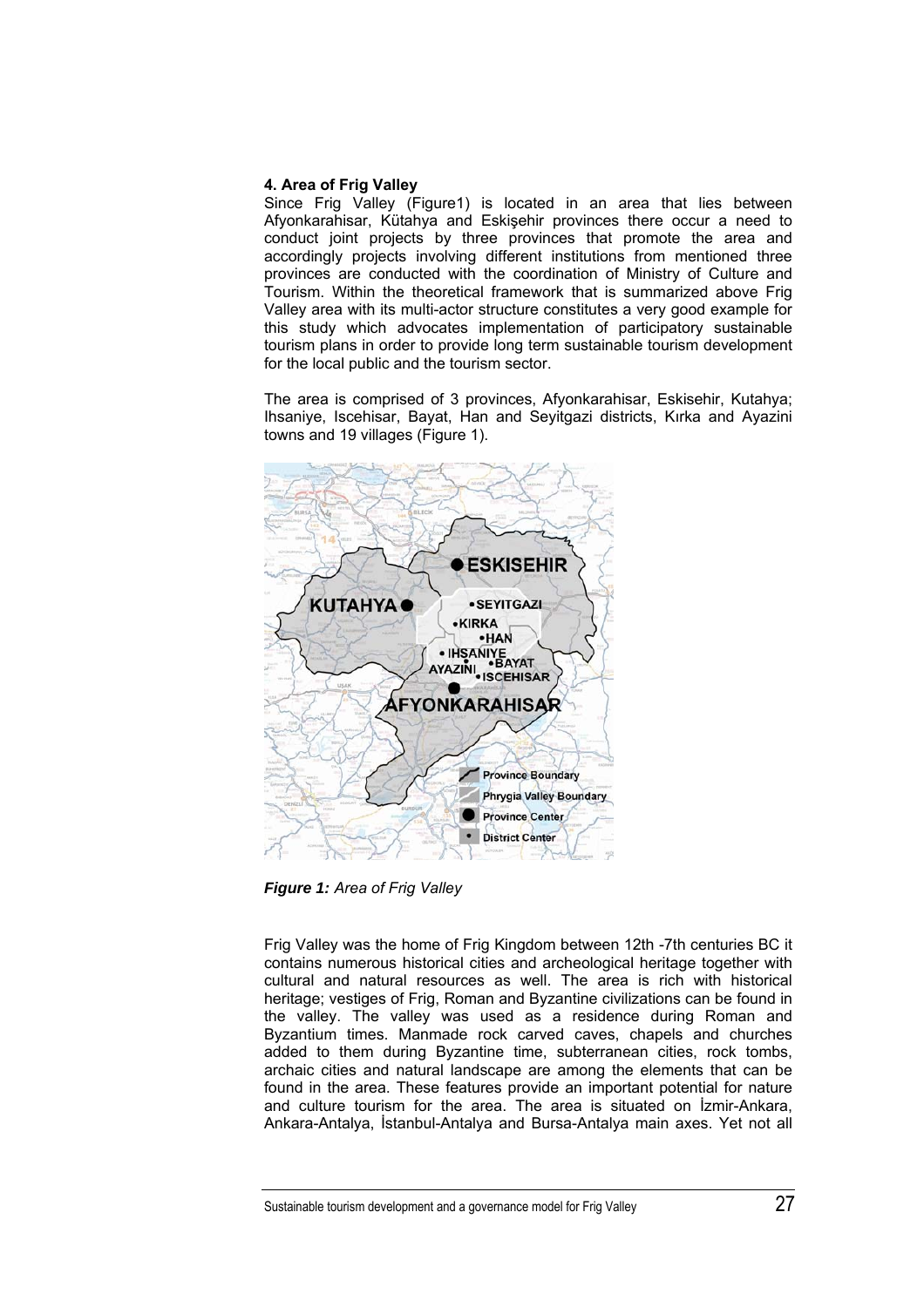### 4. Area of Frig Valley

Since Frig Valley (Figure1) is located in an area that lies between Afyonkarahisar, Kütahya and Eskişehir provinces there occur a need to conduct joint projects by three provinces that promote the area and accordingly projects involving different institutions from mentioned three provinces are conducted with the coordination of Ministry of Culture and Tourism. Within the theoretical framework that is summarized above Frig Valley area with its multi-actor structure constitutes a very good example for this study which advocates implementation of participatory sustainable tourism plans in order to provide long term sustainable tourism development for the local public and the tourism sector.

The area is comprised of 3 provinces, Afyonkarahisar, Eskisehir, Kutahya; Ihsaniye, Iscehisar, Bayat, Han and Seyitgazi districts, Kırka and Ayazini towns and 19 villages (Figure 1).

*Figure 1: Area of Frig Valley*

Frig Valley was the home of Frig Kingdom between 12th -7th centuries BC it contains numerous historical cities and archeological heritage together with cultural and natural resources as well. The area is rich with historical heritage; vestiges of Frig, Roman and Byzantine civilizations can be found in the valley. The valley was used as a residence during Roman and Byzantium times. Manmade rock carved caves, chapels and churches added to them during Byzantine time, subterranean cities, rock tombs, archaic cities and natural landscape are among the elements that can be found in the area. These features provide an important potential for nature and culture tourism for the area. The area is situated on İzmir-Ankara, Ankara-Antalya, İstanbul-Antalya and Bursa-Antalya main axes. Yet not all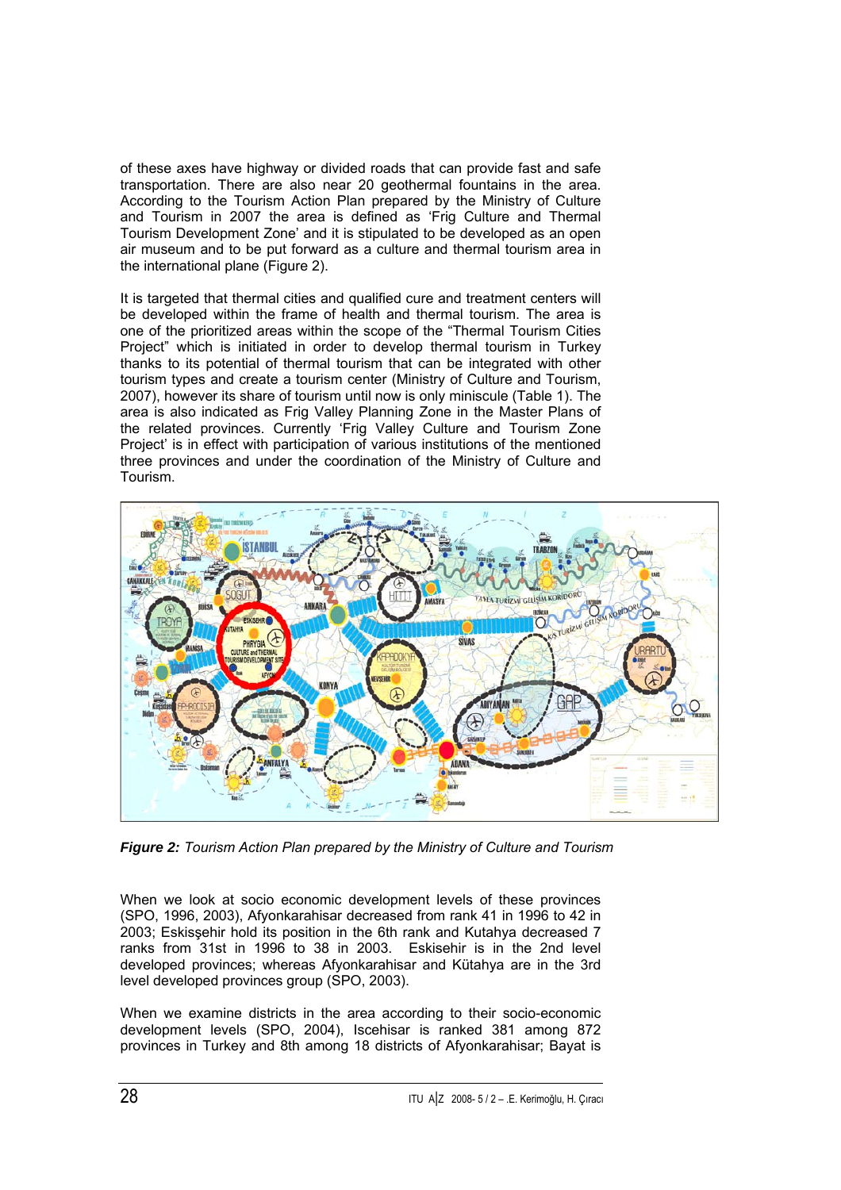of these axes have highway or divided roads that can provide fast and safe transportation. There are also near 20 geothermal fountains in the area. According to the Tourism Action Plan prepared by the Ministry of Culture and Tourism in 2007 the area is defined as 'Frig Culture and Thermal Tourism Development Zone' and it is stipulated to be developed as an open air museum and to be put forward as a culture and thermal tourism area in the international plane (Figure 2).

It is targeted that thermal cities and qualified cure and treatment centers will be developed within the frame of health and thermal tourism. The area is one of the prioritized areas within the scope of the "Thermal Tourism Cities Project" which is initiated in order to develop thermal tourism in Turkey thanks to its potential of thermal tourism that can be integrated with other tourism types and create a tourism center (Ministry of Culture and Tourism, 2007), however its share of tourism until now is only miniscule (Table 1). The area is also indicated as Frig Valley Planning Zone in the Master Plans of the related provinces. Currently 'Frig Valley Culture and Tourism Zone Project' is in effect with participation of various institutions of the mentioned three provinces and under the coordination of the Ministry of Culture and Tourism.

***Figure 2:*** *Tourism Action Plan prepared by the Ministry of Culture and Tourism*

When we look at socio economic development levels of these provinces (SPO, 1996, 2003), Afyonkarahisar decreased from rank 41 in 1996 to 42 in 2003; Eskisşehir hold its position in the 6th rank and Kutahya decreased 7 ranks from 31st in 1996 to 38 in 2003. Eskisehir is in the 2nd level developed provinces; whereas Afyonkarahisar and Kütahya are in the 3rd level developed provinces group (SPO, 2003).

When we examine districts in the area according to their socio-economic development levels (SPO, 2004), Iscehisar is ranked 381 among 872 provinces in Turkey and 8th among 18 districts of Afyonkarahisar; Bayat is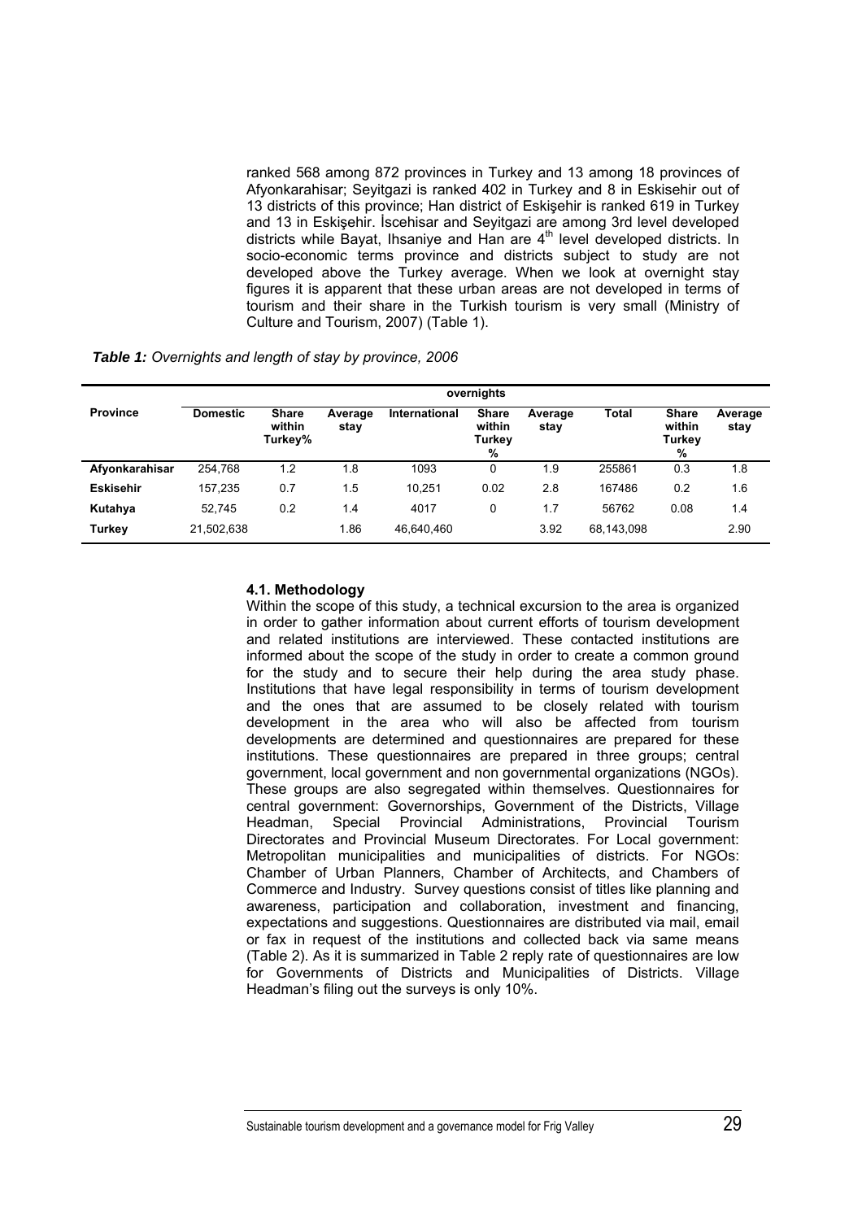ranked 568 among 872 provinces in Turkey and 13 among 18 provinces of Afyonkarahisar; Seyitgazi is ranked 402 in Turkey and 8 in Eskisehir out of 13 districts of this province; Han district of Eskişehir is ranked 619 in Turkey and 13 in Eskişehir. İscehisar and Seyitgazi are among 3rd level developed districts while Bayat, Ihsaniye and Han are 4th level developed districts. In socio-economic terms province and districts subject to study are not developed above the Turkey average. When we look at overnight stay figures it is apparent that these urban areas are not developed in terms of tourism and their share in the Turkish tourism is very small (Ministry of Culture and Tourism, 2007) (Table 1).

***Table 1:*** *Overnights and length of stay by province, 2006*

| | overnights | | | | | | | | |
|---|---|---|---|---|---|---|---|---|---|
| **Province** | **Domestic** | **Share within Turkey%** | **Average stay** | **International** | **Share within Turkey %** | **Average stay** | **Total** | **Share within Turkey %** | **Average stay** |
| **Afyonkarahisar** | 254,768 | 1.2 | 1.8 | 1093 | 0 | 1.9 | 255861 | 0.3 | 1.8 |
| **Eskisehir** | 157,235 | 0.7 | 1.5 | 10,251 | 0.02 | 2.8 | 167486 | 0.2 | 1.6 |
| **Kutahya** | 52,745 | 0.2 | 1.4 | 4017 | 0 | 1.7 | 56762 | 0.08 | 1.4 |
| **Turkey** | 21,502,638 | | 1.86 | 46,640,460 | | 3.92 | 68,143,098 | | 2.90 |

### 4.1. Methodology

Within the scope of this study, a technical excursion to the area is organized in order to gather information about current efforts of tourism development and related institutions are interviewed. These contacted institutions are informed about the scope of the study in order to create a common ground for the study and to secure their help during the area study phase. Institutions that have legal responsibility in terms of tourism development and the ones that are assumed to be closely related with tourism development in the area who will also be affected from tourism developments are determined and questionnaires are prepared for these institutions. These questionnaires are prepared in three groups; central government, local government and non governmental organizations (NGOs). These groups are also segregated within themselves. Questionnaires for central government: Governorships, Government of the Districts, Village Headman, Special Provincial Administrations, Provincial Tourism Directorates and Provincial Museum Directorates. For Local government: Metropolitan municipalities and municipalities of districts. For NGOs: Chamber of Urban Planners, Chamber of Architects, and Chambers of Commerce and Industry. Survey questions consist of titles like planning and awareness, participation and collaboration, investment and financing, expectations and suggestions. Questionnaires are distributed via mail, email or fax in request of the institutions and collected back via same means (Table 2). As it is summarized in Table 2 reply rate of questionnaires are low for Governments of Districts and Municipalities of Districts. Village Headman's filing out the surveys is only 10%.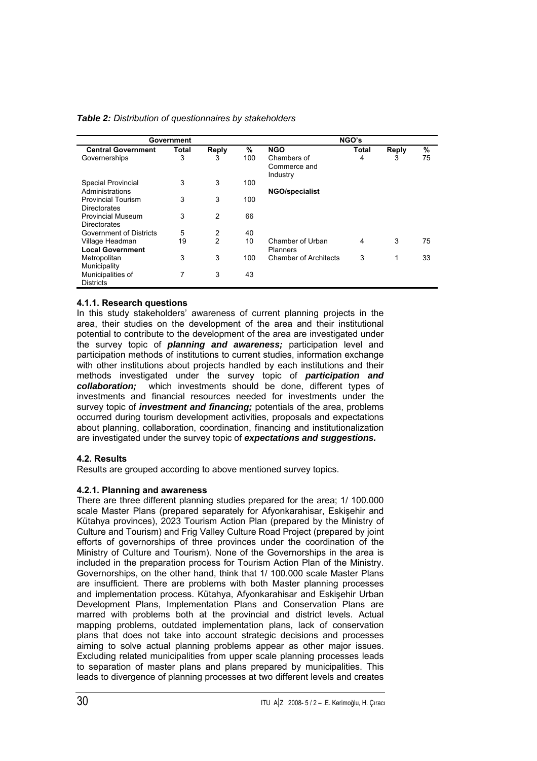*Table 2: Distribution of questionnaires by stakeholders*

| Government | | | | NGO's | | | |
|---|---|---|---|---|---|---|---|
| **Central Government** | **Total** | **Reply** | **%** | **NGO** | **Total** | **Reply** | **%** |
| Governerships | 3 | 3 | 100 | Chambers of Commerce and Industry | 4 | 3 | 75 |
| Special Provincial Administrations | 3 | 3 | 100 | **NGO/specialist** | | | |
| Provincial Tourism Directorates | 3 | 3 | 100 | | | | |
| Provincial Museum Directorates | 3 | 2 | 66 | | | | |
| Government of Districts | 5 | 2 | 40 | | | | |
| Village Headman | 19 | 2 | 10 | Chamber of Urban Planners | 4 | 3 | 75 |
| **Local Government** | | | | | | | |
| Metropolitan Municipality | 3 | 3 | 100 | Chamber of Architects | 3 | 1 | 33 |
| Municipalities of Districts | 7 | 3 | 43 | | | | |

### 4.1.1. Research questions

In this study stakeholders' awareness of current planning projects in the area, their studies on the development of the area and their institutional potential to contribute to the development of the area are investigated under the survey topic of ***planning and awareness;*** participation level and participation methods of institutions to current studies, information exchange with other institutions about projects handled by each institutions and their methods investigated under the survey topic of ***participation and collaboration;*** which investments should be done, different types of investments and financial resources needed for investments under the survey topic of ***investment and financing;*** potentials of the area, problems occurred during tourism development activities, proposals and expectations about planning, collaboration, coordination, financing and institutionalization are investigated under the survey topic of ***expectations and suggestions.***

## 4.2. Results

Results are grouped according to above mentioned survey topics.

### 4.2.1. Planning and awareness

There are three different planning studies prepared for the area; 1/ 100.000 scale Master Plans (prepared separately for Afyonkarahisar, Eskişehir and Kütahya provinces), 2023 Tourism Action Plan (prepared by the Ministry of Culture and Tourism) and Frig Valley Culture Road Project (prepared by joint efforts of governorships of three provinces under the coordination of the Ministry of Culture and Tourism). None of the Governorships in the area is included in the preparation process for Tourism Action Plan of the Ministry. Governorships, on the other hand, think that 1/ 100.000 scale Master Plans are insufficient. There are problems with both Master planning processes and implementation process. Kütahya, Afyonkarahisar and Eskişehir Urban Development Plans, Implementation Plans and Conservation Plans are marred with problems both at the provincial and district levels. Actual mapping problems, outdated implementation plans, lack of conservation plans that does not take into account strategic decisions and processes aiming to solve actual planning problems appear as other major issues. Excluding related municipalities from upper scale planning processes leads to separation of master plans and plans prepared by municipalities. This leads to divergence of planning processes at two different levels and creates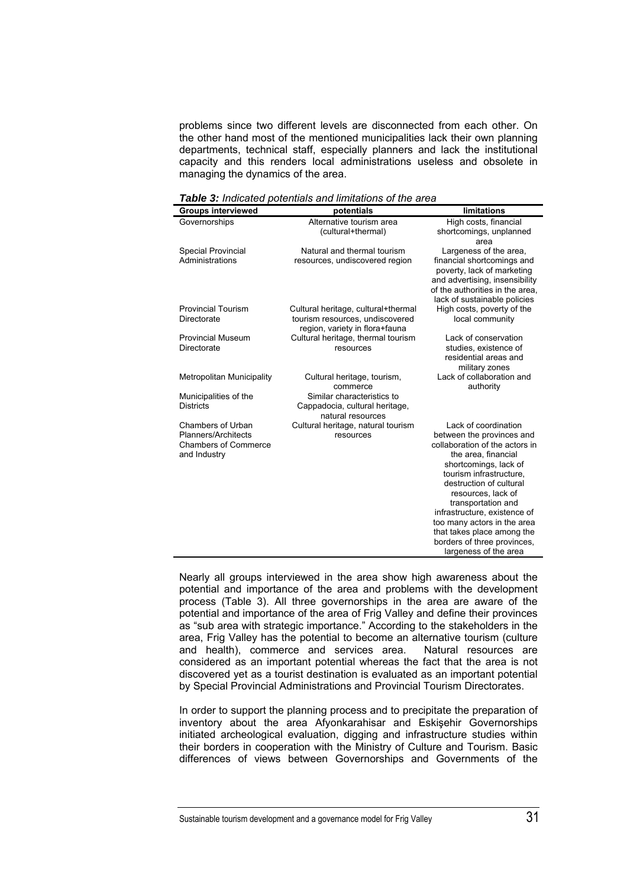problems since two different levels are disconnected from each other. On the other hand most of the mentioned municipalities lack their own planning departments, technical staff, especially planners and lack the institutional capacity and this renders local administrations useless and obsolete in managing the dynamics of the area.

***Table 3:** Indicated potentials and limitations of the area*

| Groups interviewed | potentials | limitations |
|---|---|---|
| Governorships | Alternative tourism area (cultural+thermal) | High costs, financial shortcomings, unplanned area |
| Special Provincial Administrations | Natural and thermal tourism resources, undiscovered region | Largeness of the area, financial shortcomings and poverty, lack of marketing and advertising, insensibility of the authorities in the area, lack of sustainable policies |
| Provincial Tourism Directorate | Cultural heritage, cultural+thermal tourism resources, undiscovered region, variety in flora+fauna | High costs, poverty of the local community |
| Provincial Museum Directorate | Cultural heritage, thermal tourism resources | Lack of conservation studies, existence of residential areas and military zones |
| Metropolitan Municipality | Cultural heritage, tourism, commerce | Lack of collaboration and authority |
| Municipalities of the Districts | Similar characteristics to Cappadocia, cultural heritage, natural resources | |
| Chambers of Urban Planners/Architects Chambers of Commerce and Industry | Cultural heritage, natural tourism resources | Lack of coordination between the provinces and collaboration of the actors in the area, financial shortcomings, lack of tourism infrastructure, destruction of cultural resources, lack of transportation and infrastructure, existence of too many actors in the area that takes place among the borders of three provinces, largeness of the area |

Nearly all groups interviewed in the area show high awareness about the potential and importance of the area and problems with the development process (Table 3). All three governorships in the area are aware of the potential and importance of the area of Frig Valley and define their provinces as "sub area with strategic importance." According to the stakeholders in the area, Frig Valley has the potential to become an alternative tourism (culture and health), commerce and services area. Natural resources are considered as an important potential whereas the fact that the area is not discovered yet as a tourist destination is evaluated as an important potential by Special Provincial Administrations and Provincial Tourism Directorates.

In order to support the planning process and to precipitate the preparation of inventory about the area Afyonkarahisar and Eskişehir Governorships initiated archeological evaluation, digging and infrastructure studies within their borders in cooperation with the Ministry of Culture and Tourism. Basic differences of views between Governorships and Governments of the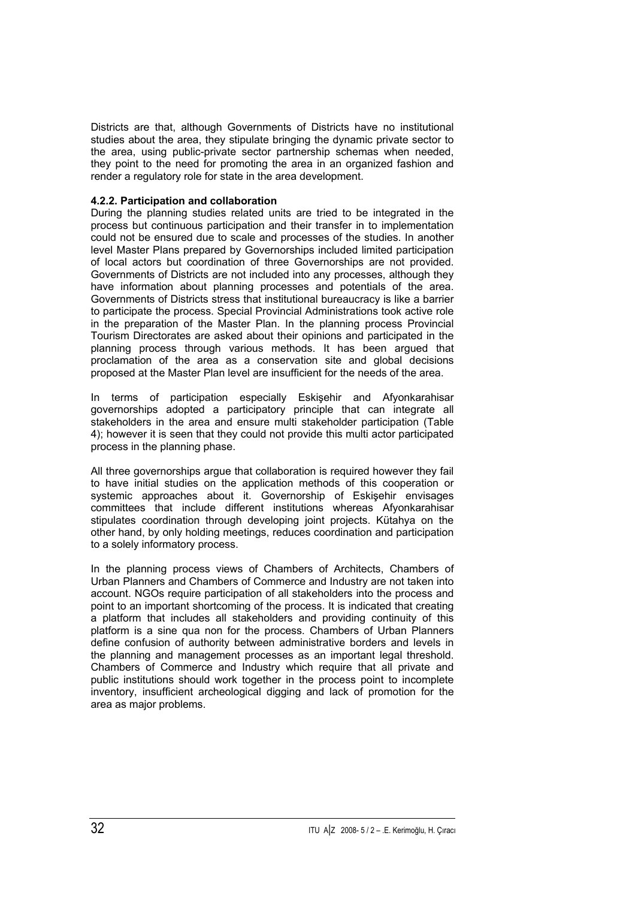Districts are that, although Governments of Districts have no institutional studies about the area, they stipulate bringing the dynamic private sector to the area, using public-private sector partnership schemas when needed, they point to the need for promoting the area in an organized fashion and render a regulatory role for state in the area development.

#### 4.2.2. Participation and collaboration

During the planning studies related units are tried to be integrated in the process but continuous participation and their transfer in to implementation could not be ensured due to scale and processes of the studies. In another level Master Plans prepared by Governorships included limited participation of local actors but coordination of three Governorships are not provided. Governments of Districts are not included into any processes, although they have information about planning processes and potentials of the area. Governments of Districts stress that institutional bureaucracy is like a barrier to participate the process. Special Provincial Administrations took active role in the preparation of the Master Plan. In the planning process Provincial Tourism Directorates are asked about their opinions and participated in the planning process through various methods. It has been argued that proclamation of the area as a conservation site and global decisions proposed at the Master Plan level are insufficient for the needs of the area.

In terms of participation especially Eskişehir and Afyonkarahisar governorships adopted a participatory principle that can integrate all stakeholders in the area and ensure multi stakeholder participation (Table 4); however it is seen that they could not provide this multi actor participated process in the planning phase.

All three governorships argue that collaboration is required however they fail to have initial studies on the application methods of this cooperation or systemic approaches about it. Governorship of Eskişehir envisages committees that include different institutions whereas Afyonkarahisar stipulates coordination through developing joint projects. Kütahya on the other hand, by only holding meetings, reduces coordination and participation to a solely informatory process.

In the planning process views of Chambers of Architects, Chambers of Urban Planners and Chambers of Commerce and Industry are not taken into account. NGOs require participation of all stakeholders into the process and point to an important shortcoming of the process. It is indicated that creating a platform that includes all stakeholders and providing continuity of this platform is a sine qua non for the process. Chambers of Urban Planners define confusion of authority between administrative borders and levels in the planning and management processes as an important legal threshold. Chambers of Commerce and Industry which require that all private and public institutions should work together in the process point to incomplete inventory, insufficient archeological digging and lack of promotion for the area as major problems.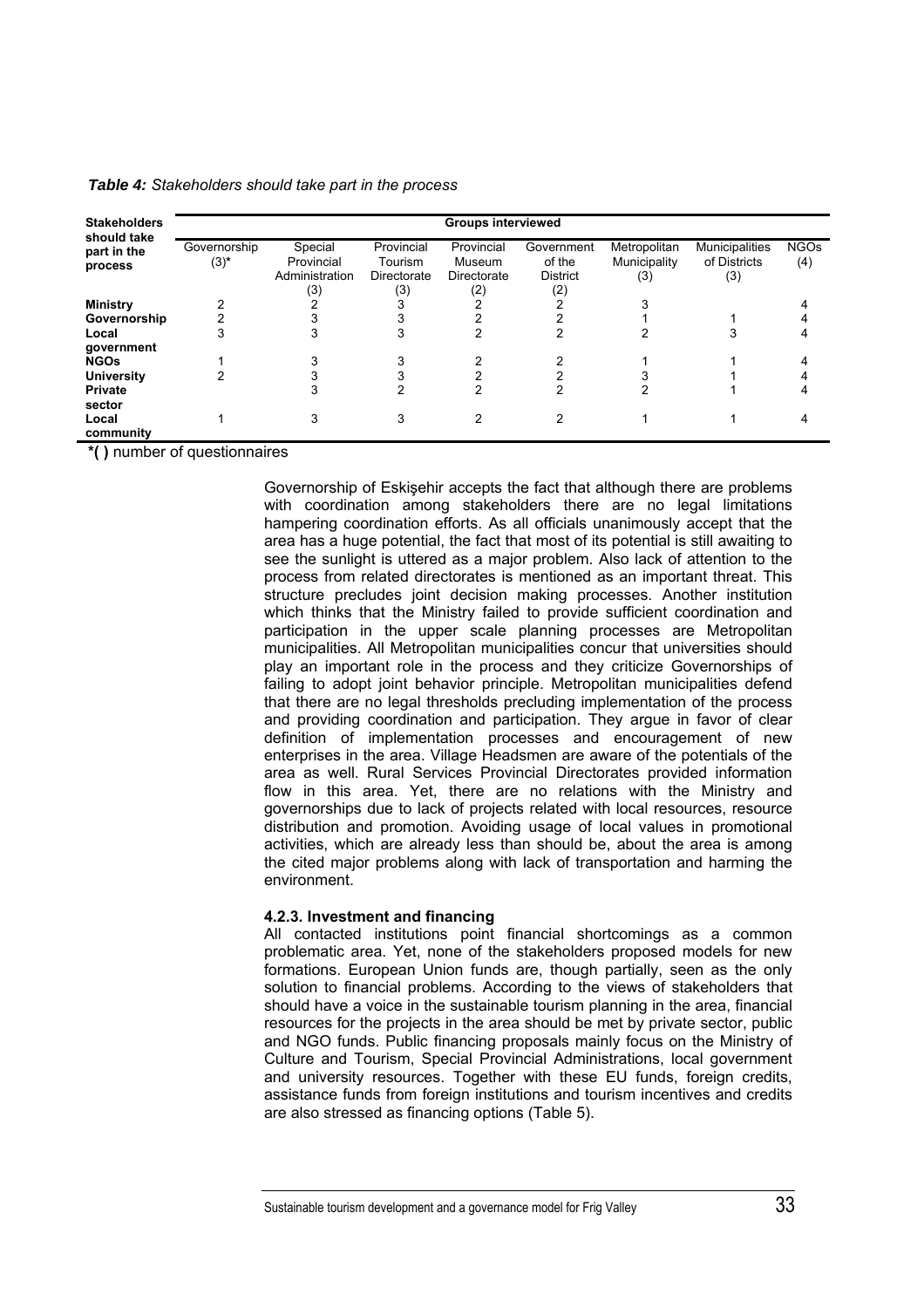*Table 4: Stakeholders should take part in the process*

| Stakeholders should take part in the process | Groups interviewed | | | | | | | |
|---|---|---|---|---|---|---|---|---|
| | Governorship (3)* | Special Provincial Administration (3) | Provincial Tourism Directorate (3) | Provincial Museum Directorate (2) | Government of the District (2) | Metropolitan Municipality (3) | Municipalities of Districts (3) | NGOs (4) |
| **Ministry** | 2 | 2 | 3 | 2 | 2 | 3 | | 4 |
| **Governorship** | 2 | 3 | 3 | 2 | 2 | 1 | 1 | 4 |
| **Local government** | 3 | 3 | 3 | 2 | 2 | 2 | 3 | 4 |
| **NGOs** | 1 | 3 | 3 | 2 | 2 | 1 | 1 | 4 |
| **University** | 2 | 3 | 3 | 2 | 2 | 3 | 1 | 4 |
| **Private sector** | | 3 | 2 | 2 | 2 | 2 | 1 | 4 |
| **Local community** | 1 | 3 | 3 | 2 | 2 | 1 | 1 | 4 |

**\*( )** number of questionnaires

Governorship of Eskişehir accepts the fact that although there are problems with coordination among stakeholders there are no legal limitations hampering coordination efforts. As all officials unanimously accept that the area has a huge potential, the fact that most of its potential is still awaiting to see the sunlight is uttered as a major problem. Also lack of attention to the process from related directorates is mentioned as an important threat. This structure precludes joint decision making processes. Another institution which thinks that the Ministry failed to provide sufficient coordination and participation in the upper scale planning processes are Metropolitan municipalities. All Metropolitan municipalities concur that universities should play an important role in the process and they criticize Governorships of failing to adopt joint behavior principle. Metropolitan municipalities defend that there are no legal thresholds precluding implementation of the process and providing coordination and participation. They argue in favor of clear definition of implementation processes and encouragement of new enterprises in the area. Village Headsmen are aware of the potentials of the area as well. Rural Services Provincial Directorates provided information flow in this area. Yet, there are no relations with the Ministry and governorships due to lack of projects related with local resources, resource distribution and promotion. Avoiding usage of local values in promotional activities, which are already less than should be, about the area is among the cited major problems along with lack of transportation and harming the environment.

#### 4.2.3. Investment and financing

All contacted institutions point financial shortcomings as a common problematic area. Yet, none of the stakeholders proposed models for new formations. European Union funds are, though partially, seen as the only solution to financial problems. According to the views of stakeholders that should have a voice in the sustainable tourism planning in the area, financial resources for the projects in the area should be met by private sector, public and NGO funds. Public financing proposals mainly focus on the Ministry of Culture and Tourism, Special Provincial Administrations, local government and university resources. Together with these EU funds, foreign credits, assistance funds from foreign institutions and tourism incentives and credits are also stressed as financing options (Table 5).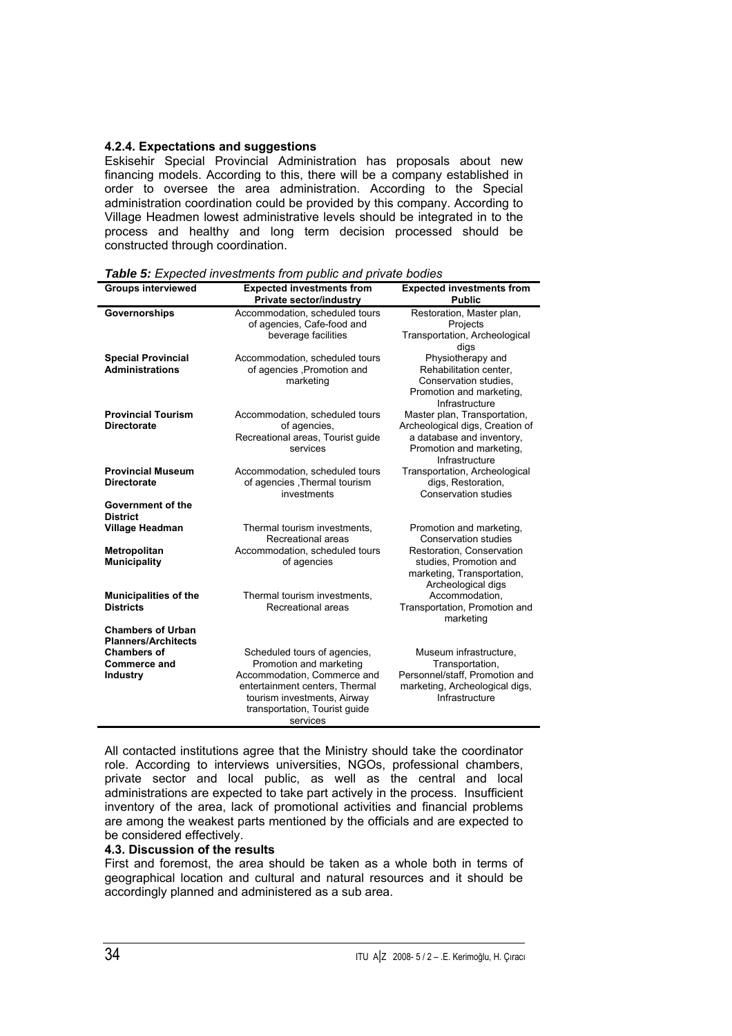#### 4.2.4. Expectations and suggestions

Eskisehir Special Provincial Administration has proposals about new financing models. According to this, there will be a company established in order to oversee the area administration. According to the Special administration coordination could be provided by this company. According to Village Headmen lowest administrative levels should be integrated in to the process and healthy and long term decision processed should be constructed through coordination.

***Table 5:*** *Expected investments from public and private bodies*

| Groups interviewed | Expected investments from Private sector/industry | Expected investments from Public |
|---|---|---|
| **Governorships** | Accommodation, scheduled tours of agencies, Cafe-food and beverage facilities | Restoration, Master plan, Projects Transportation, Archeological digs |
| **Special Provincial Administrations** | Accommodation, scheduled tours of agencies ,Promotion and marketing | Physiotherapy and Rehabilitation center, Conservation studies, Promotion and marketing, Infrastructure |
| **Provincial Tourism Directorate** | Accommodation, scheduled tours of agencies, Recreational areas, Tourist guide services | Master plan, Transportation, Archeological digs, Creation of a database and inventory, Promotion and marketing, Infrastructure |
| **Provincial Museum Directorate** | Accommodation, scheduled tours of agencies ,Thermal tourism investments | Transportation, Archeological digs, Restoration, Conservation studies |
| **Government of the District** | | |
| **Village Headman** | Thermal tourism investments, Recreational areas | Promotion and marketing, Conservation studies |
| **Metropolitan Municipality** | Accommodation, scheduled tours of agencies | Restoration, Conservation studies, Promotion and marketing, Transportation, Archeological digs |
| **Municipalities of the Districts** | Thermal tourism investments, Recreational areas | Accommodation, Transportation, Promotion and marketing |
| **Chambers of Urban Planners/Architects** | | |
| **Chambers of Commerce and Industry** | Scheduled tours of agencies, Promotion and marketing Accommodation, Commerce and entertainment centers, Thermal tourism investments, Airway transportation, Tourist guide services | Museum infrastructure, Transportation, Personnel/staff, Promotion and marketing, Archeological digs, Infrastructure |

All contacted institutions agree that the Ministry should take the coordinator role. According to interviews universities, NGOs, professional chambers, private sector and local public, as well as the central and local administrations are expected to take part actively in the process. Insufficient inventory of the area, lack of promotional activities and financial problems are among the weakest parts mentioned by the officials and are expected to be considered effectively.

### 4.3. Discussion of the results

First and foremost, the area should be taken as a whole both in terms of geographical location and cultural and natural resources and it should be accordingly planned and administered as a sub area.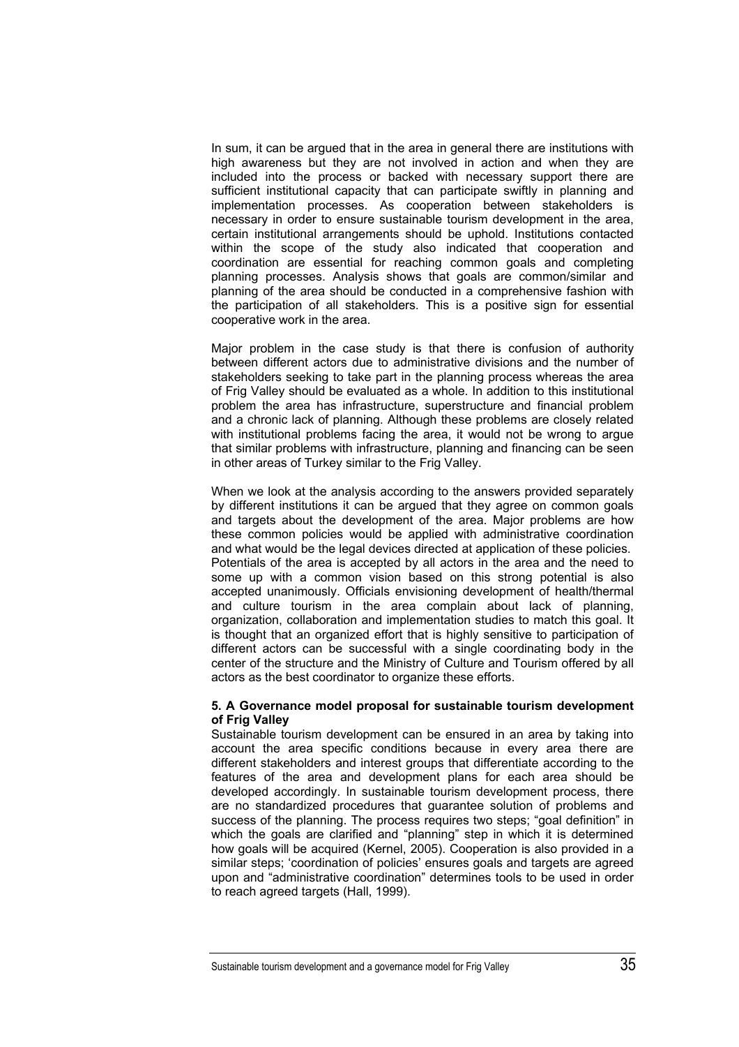In sum, it can be argued that in the area in general there are institutions with high awareness but they are not involved in action and when they are included into the process or backed with necessary support there are sufficient institutional capacity that can participate swiftly in planning and implementation processes. As cooperation between stakeholders is necessary in order to ensure sustainable tourism development in the area, certain institutional arrangements should be uphold. Institutions contacted within the scope of the study also indicated that cooperation and coordination are essential for reaching common goals and completing planning processes. Analysis shows that goals are common/similar and planning of the area should be conducted in a comprehensive fashion with the participation of all stakeholders. This is a positive sign for essential cooperative work in the area.

Major problem in the case study is that there is confusion of authority between different actors due to administrative divisions and the number of stakeholders seeking to take part in the planning process whereas the area of Frig Valley should be evaluated as a whole. In addition to this institutional problem the area has infrastructure, superstructure and financial problem and a chronic lack of planning. Although these problems are closely related with institutional problems facing the area, it would not be wrong to argue that similar problems with infrastructure, planning and financing can be seen in other areas of Turkey similar to the Frig Valley.

When we look at the analysis according to the answers provided separately by different institutions it can be argued that they agree on common goals and targets about the development of the area. Major problems are how these common policies would be applied with administrative coordination and what would be the legal devices directed at application of these policies. Potentials of the area is accepted by all actors in the area and the need to some up with a common vision based on this strong potential is also accepted unanimously. Officials envisioning development of health/thermal and culture tourism in the area complain about lack of planning, organization, collaboration and implementation studies to match this goal. It is thought that an organized effort that is highly sensitive to participation of different actors can be successful with a single coordinating body in the center of the structure and the Ministry of Culture and Tourism offered by all actors as the best coordinator to organize these efforts.

## 5. A Governance model proposal for sustainable tourism development of Frig Valley

Sustainable tourism development can be ensured in an area by taking into account the area specific conditions because in every area there are different stakeholders and interest groups that differentiate according to the features of the area and development plans for each area should be developed accordingly. In sustainable tourism development process, there are no standardized procedures that guarantee solution of problems and success of the planning. The process requires two steps; "goal definition" in which the goals are clarified and "planning" step in which it is determined how goals will be acquired (Kernel, 2005). Cooperation is also provided in a similar steps; 'coordination of policies' ensures goals and targets are agreed upon and "administrative coordination" determines tools to be used in order to reach agreed targets (Hall, 1999).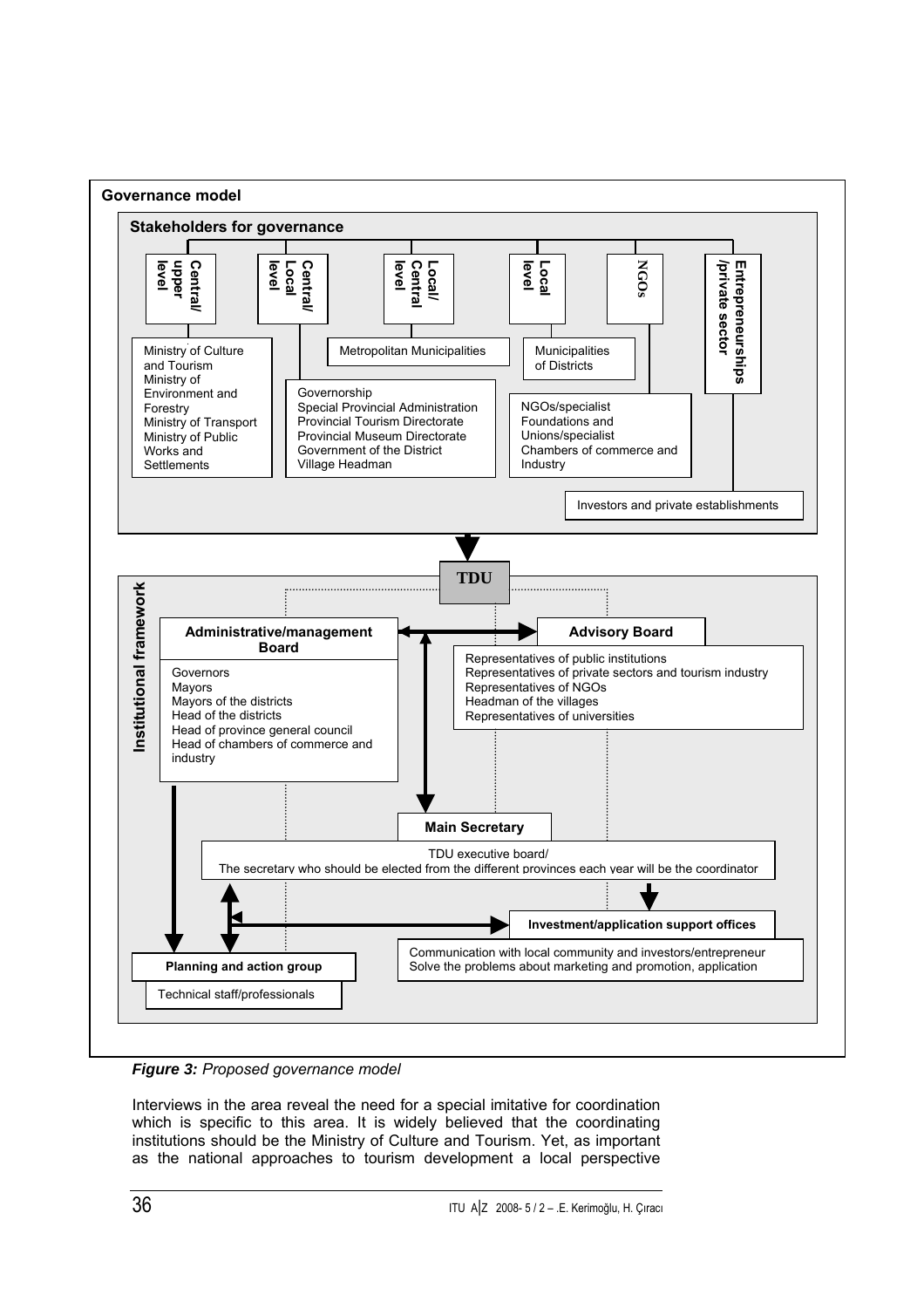**Governance model**

**Stakeholders for governance**

- **Central/upper level**
  - Ministry of Culture and Tourism
  - Ministry of Environment and Forestry
  - Ministry of Transport
  - Ministry of Public Works and Settlements
- **Central/Local level**
  - Governorship
  - Special Provincial Administration
  - Provincial Tourism Directorate
  - Provincial Museum Directorate
  - Government of the District
  - Village Headman
- **Local/Central level**
  - Metropolitan Municipalities
- **Local level**
  - Municipalities of Districts
- **NGOs**
  - NGOs/specialist Foundations and Unions/specialist Chambers of commerce and Industry
- **Entrepreneurships/private sector**
  - Investors and private establishments

**TDU**

**Institutional framework**

- **Administrative/management Board**
  - Governors
  - Mayors
  - Mayors of the districts
  - Head of the districts
  - Head of province general council
  - Head of chambers of commerce and industry
- **Advisory Board**
  - Representatives of public institutions
  - Representatives of private sectors and tourism industry
  - Representatives of NGOs
  - Headman of the villages
  - Representatives of universities
- **Main Secretary**
  - TDU executive board/
  - The secretary who should be elected from the different provinces each year will be the coordinator
- **Investment/application support offices**
  - Communication with local community and investors/entrepreneur
  - Solve the problems about marketing and promotion, application
- **Planning and action group**
  - Technical staff/professionals

*Figure 3: Proposed governance model*

Interviews in the area reveal the need for a special imitative for coordination which is specific to this area. It is widely believed that the coordinating institutions should be the Ministry of Culture and Tourism. Yet, as important as the national approaches to tourism development a local perspective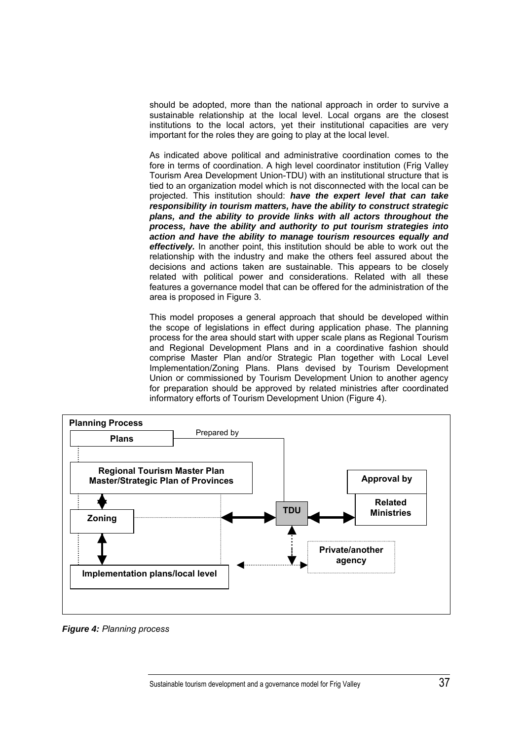should be adopted, more than the national approach in order to survive a sustainable relationship at the local level. Local organs are the closest institutions to the local actors, yet their institutional capacities are very important for the roles they are going to play at the local level.

As indicated above political and administrative coordination comes to the fore in terms of coordination. A high level coordinator institution (Frig Valley Tourism Area Development Union-TDU) with an institutional structure that is tied to an organization model which is not disconnected with the local can be projected. This institution should: ***have the expert level that can take responsibility in tourism matters, have the ability to construct strategic plans, and the ability to provide links with all actors throughout the process, have the ability and authority to put tourism strategies into action and have the ability to manage tourism resources equally and effectively.*** In another point, this institution should be able to work out the relationship with the industry and make the others feel assured about the decisions and actions taken are sustainable. This appears to be closely related with political power and considerations. Related with all these features a governance model that can be offered for the administration of the area is proposed in Figure 3.

This model proposes a general approach that should be developed within the scope of legislations in effect during application phase. The planning process for the area should start with upper scale plans as Regional Tourism and Regional Development Plans and in a coordinative fashion should comprise Master Plan and/or Strategic Plan together with Local Level Implementation/Zoning Plans. Plans devised by Tourism Development Union or commissioned by Tourism Development Union to another agency for preparation should be approved by related ministries after coordinated informatory efforts of Tourism Development Union (Figure 4).

**Planning Process**

- **Plans** — Prepared by → **TDU**
- **Regional Tourism Master Plan / Master/Strategic Plan of Provinces**
- **Zoning**
- **Implementation plans/local level**
- **TDU** ↔ **Approval by Related Ministries**
- **TDU** ↔ **Private/another agency**

***Figure 4:*** *Planning process*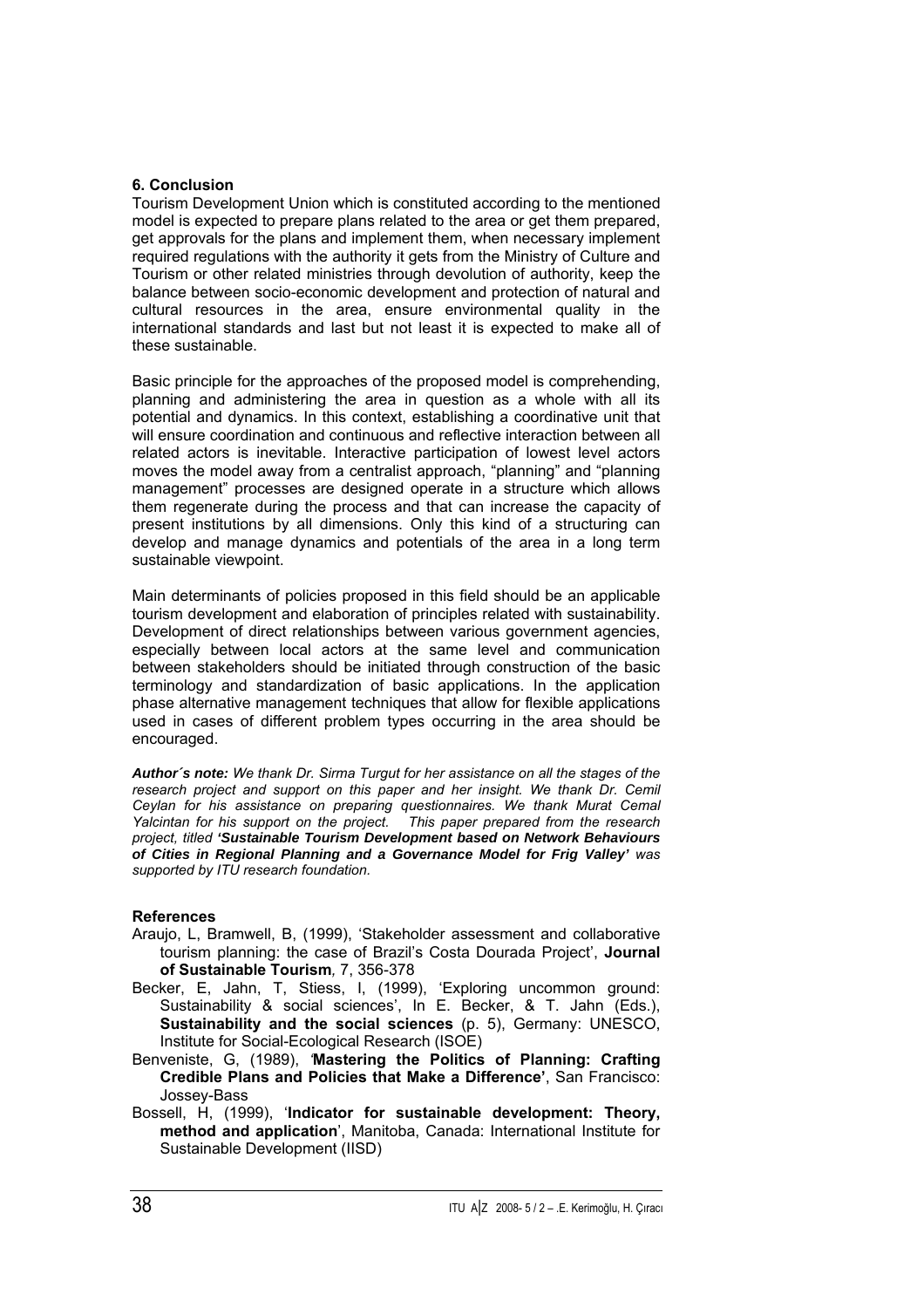## 6. Conclusion

Tourism Development Union which is constituted according to the mentioned model is expected to prepare plans related to the area or get them prepared, get approvals for the plans and implement them, when necessary implement required regulations with the authority it gets from the Ministry of Culture and Tourism or other related ministries through devolution of authority, keep the balance between socio-economic development and protection of natural and cultural resources in the area, ensure environmental quality in the international standards and last but not least it is expected to make all of these sustainable.

Basic principle for the approaches of the proposed model is comprehending, planning and administering the area in question as a whole with all its potential and dynamics. In this context, establishing a coordinative unit that will ensure coordination and continuous and reflective interaction between all related actors is inevitable. Interactive participation of lowest level actors moves the model away from a centralist approach, "planning" and "planning management" processes are designed operate in a structure which allows them regenerate during the process and that can increase the capacity of present institutions by all dimensions. Only this kind of a structuring can develop and manage dynamics and potentials of the area in a long term sustainable viewpoint.

Main determinants of policies proposed in this field should be an applicable tourism development and elaboration of principles related with sustainability. Development of direct relationships between various government agencies, especially between local actors at the same level and communication between stakeholders should be initiated through construction of the basic terminology and standardization of basic applications. In the application phase alternative management techniques that allow for flexible applications used in cases of different problem types occurring in the area should be encouraged.

***Author´s note:*** *We thank Dr. Sirma Turgut for her assistance on all the stages of the research project and support on this paper and her insight. We thank Dr. Cemil Ceylan for his assistance on preparing questionnaires. We thank Murat Cemal Yalcintan for his support on the project. This paper prepared from the research project, titled* ***'Sustainable Tourism Development based on Network Behaviours of Cities in Regional Planning and a Governance Model for Frig Valley'*** *was supported by ITU research foundation.*

## References

Araujo, L, Bramwell, B, (1999), 'Stakeholder assessment and collaborative tourism planning: the case of Brazil's Costa Dourada Project', **Journal of Sustainable Tourism***,* 7, 356-378

Becker, E, Jahn, T, Stiess, I, (1999), 'Exploring uncommon ground: Sustainability & social sciences', In E. Becker, & T. Jahn (Eds.), **Sustainability and the social sciences** (p. 5), Germany: UNESCO, Institute for Social-Ecological Research (ISOE)

Benveniste, G, (1989), '**Mastering the Politics of Planning: Crafting Credible Plans and Policies that Make a Difference'**, San Francisco: Jossey-Bass

Bossell, H, (1999), '**Indicator for sustainable development: Theory, method and application**', Manitoba, Canada: International Institute for Sustainable Development (IISD)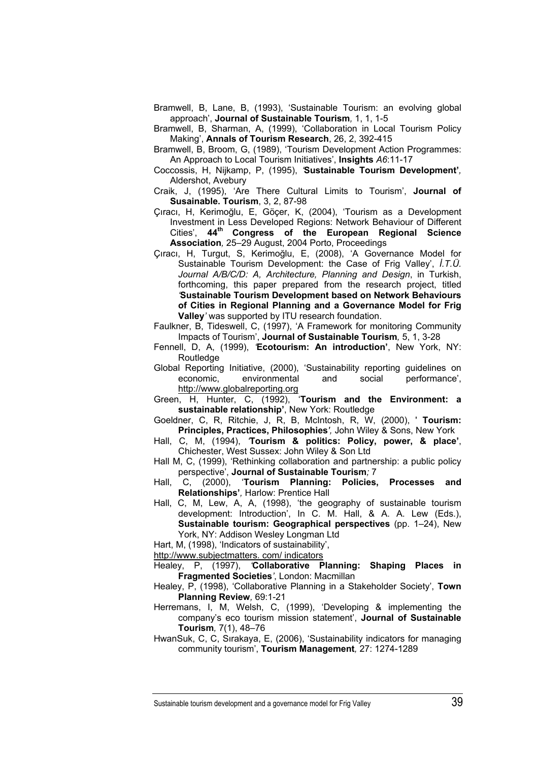Bramwell, B, Lane, B, (1993), 'Sustainable Tourism: an evolving global approach', **Journal of Sustainable Tourism***,* 1, 1, 1-5

Bramwell, B, Sharman, A, (1999), 'Collaboration in Local Tourism Policy Making', **Annals of Tourism Research**, 26, 2, 392-415

Bramwell, B, Broom, G, (1989), 'Tourism Development Action Programmes: An Approach to Local Tourism Initiatives', **Insights** *A6*:11-17

Coccossis, H, Nijkamp, P, (1995), *'***Sustainable Tourism Development'***,* Aldershot, Avebury

Craik, J, (1995), 'Are There Cultural Limits to Tourism', **Journal of Susainable. Tourism**, 3, 2, 87-98

Çıracı, H, Kerimoğlu, E, Göçer, K, (2004), 'Tourism as a Development Investment in Less Developed Regions: Network Behaviour of Different Cities', **44th Congress of the European Regional Science Association***,* 25–29 August, 2004 Porto, Proceedings

Çıracı, H, Turgut, S, Kerimoğlu, E, (2008), 'A Governance Model for Sustainable Tourism Development: the Case of Frig Valley', *İ.T.Ü. Journal A/B/C/D: A, Architecture, Planning and Design*, in Turkish, forthcoming, this paper prepared from the research project, titled *'***Sustainable Tourism Development based on Network Behaviours of Cities in Regional Planning and a Governance Model for Frig Valley***'* was supported by ITU research foundation.

Faulkner, B, Tideswell, C, (1997), 'A Framework for monitoring Community Impacts of Tourism', **Journal of Sustainable Tourism***,* 5, 1, 3-28

Fennell, D, A, (1999), *'***Ecotourism: An introduction'**, New York, NY: Routledge

Global Reporting Initiative, (2000), 'Sustainability reporting guidelines on economic, environmental and social performance', http://www.globalreporting.org

Green, H, Hunter, C, (1992), '**Tourism and the Environment: a sustainable relationship'**, New York: Routledge

Goeldner, C, R, Ritchie, J, R, B, McIntosh, R, W, (2000), **' Tourism: Principles, Practices, Philosophies***',* John Wiley & Sons, New York

Hall, C, M, (1994), *'***Tourism & politics: Policy, power, & place'**, Chichester, West Sussex: John Wiley & Son Ltd

Hall M, C, (1999), 'Rethinking collaboration and partnership: a public policy perspective', **Journal of Sustainable Tourism***;* 7

Hall, C, (2000), '**Tourism Planning: Policies, Processes and Relationships'***,* Harlow: Prentice Hall

Hall, C, M, Lew, A, A, (1998), 'the geography of sustainable tourism development: Introduction', In C. M. Hall, & A. A. Lew (Eds.), **Sustainable tourism: Geographical perspectives** (pp. 1–24), New York, NY: Addison Wesley Longman Ltd

Hart, M, (1998), 'Indicators of sustainability', http://www.subjectmatters. com/ indicators

Healey, P, (1997), *'***Collaborative Planning: Shaping Places in Fragmented Societies***'*, London: Macmillan

Healey, P, (1998), 'Collaborative Planning in a Stakeholder Society', **Town Planning Review***,* 69:1-21

Herremans, I, M, Welsh, C, (1999), 'Developing & implementing the company's eco tourism mission statement', **Journal of Sustainable Tourism***,* 7(1), 48–76

HwanSuk, C, C, Sırakaya, E, (2006), 'Sustainability indicators for managing community tourism', **Tourism Management***,* 27: 1274-1289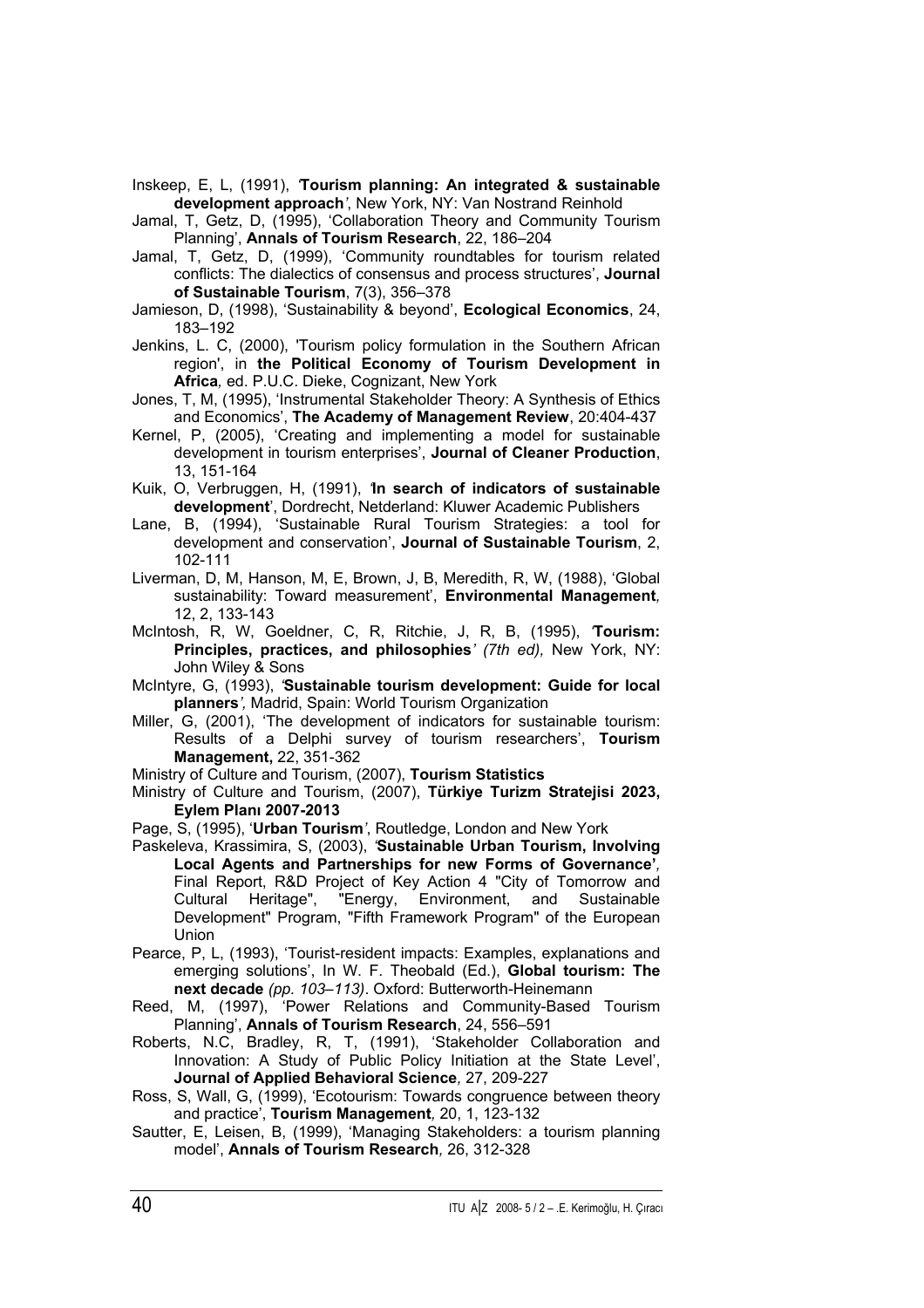Inskeep, E, L, (1991), '**Tourism planning: An integrated & sustainable development approach**', New York, NY: Van Nostrand Reinhold

Jamal, T, Getz, D, (1995), 'Collaboration Theory and Community Tourism Planning', **Annals of Tourism Research**, 22, 186–204

Jamal, T, Getz, D, (1999), 'Community roundtables for tourism related conflicts: The dialectics of consensus and process structures', **Journal of Sustainable Tourism**, 7(3), 356–378

Jamieson, D, (1998), 'Sustainability & beyond', **Ecological Economics**, 24, 183–192

Jenkins, L. C, (2000), 'Tourism policy formulation in the Southern African region', in **the Political Economy of Tourism Development in Africa**, ed. P.U.C. Dieke, Cognizant, New York

Jones, T, M, (1995), 'Instrumental Stakeholder Theory: A Synthesis of Ethics and Economics', **The Academy of Management Review**, 20:404-437

Kernel, P, (2005), 'Creating and implementing a model for sustainable development in tourism enterprises', **Journal of Cleaner Production**, 13, 151-164

Kuik, O, Verbruggen, H, (1991), '**In search of indicators of sustainable development**', Dordrecht, Netderland: Kluwer Academic Publishers

Lane, B, (1994), 'Sustainable Rural Tourism Strategies: a tool for development and conservation', **Journal of Sustainable Tourism**, 2, 102-111

Liverman, D, M, Hanson, M, E, Brown, J, B, Meredith, R, W, (1988), 'Global sustainability: Toward measurement', **Environmental Management**, 12, 2, 133-143

McIntosh, R, W, Goeldner, C, R, Ritchie, J, R, B, (1995), '**Tourism: Principles, practices, and philosophies**' *(7th ed)*, New York, NY: John Wiley & Sons

McIntyre, G, (1993), '**Sustainable tourism development: Guide for local planners**', Madrid, Spain: World Tourism Organization

Miller, G, (2001), 'The development of indicators for sustainable tourism: Results of a Delphi survey of tourism researchers', **Tourism Management,** 22, 351-362

Ministry of Culture and Tourism, (2007), **Tourism Statistics**

Ministry of Culture and Tourism, (2007), **Türkiye Turizm Stratejisi 2023, Eylem Planı 2007-2013**

Page, S, (1995), '**Urban Tourism**', Routledge, London and New York

Paskeleva, Krassimira, S, (2003), '**Sustainable Urban Tourism, Involving Local Agents and Partnerships for new Forms of Governance**', Final Report, R&D Project of Key Action 4 "City of Tomorrow and Cultural Heritage", "Energy, Environment, and Sustainable Development" Program, "Fifth Framework Program" of the European Union

Pearce, P, L, (1993), 'Tourist-resident impacts: Examples, explanations and emerging solutions', In W. F. Theobald (Ed.), **Global tourism: The next decade** *(pp. 103–113)*. Oxford: Butterworth-Heinemann

Reed, M, (1997), 'Power Relations and Community-Based Tourism Planning', **Annals of Tourism Research**, 24, 556–591

Roberts, N.C, Bradley, R, T, (1991), 'Stakeholder Collaboration and Innovation: A Study of Public Policy Initiation at the State Level', **Journal of Applied Behavioral Science**, 27, 209-227

Ross, S, Wall, G, (1999), 'Ecotourism: Towards congruence between theory and practice', **Tourism Management**, 20, 1, 123-132

Sautter, E, Leisen, B, (1999), 'Managing Stakeholders: a tourism planning model', **Annals of Tourism Research**, 26, 312-328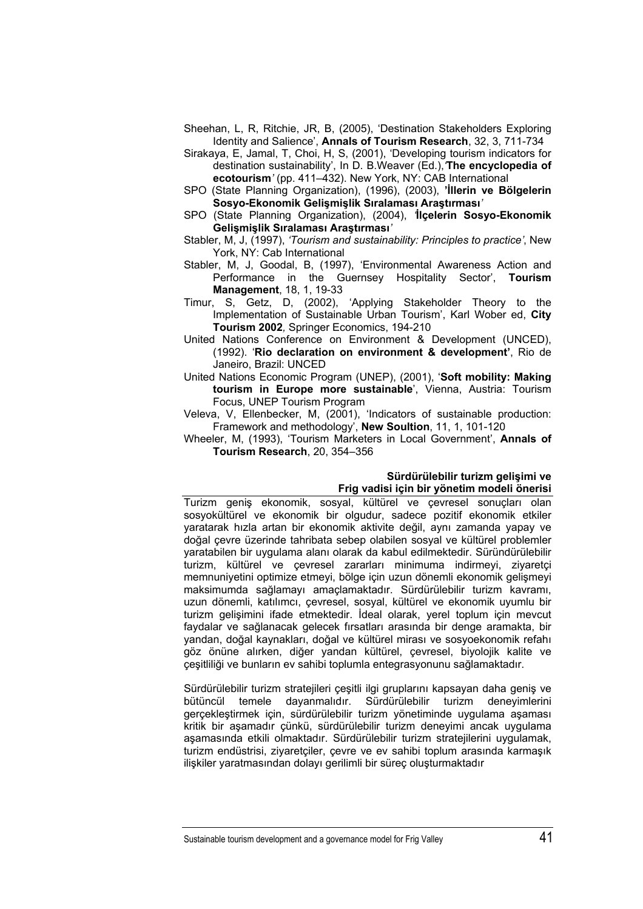Sheehan, L, R, Ritchie, JR, B, (2005), 'Destination Stakeholders Exploring Identity and Salience', **Annals of Tourism Research**, 32, 3, 711-734

Sirakaya, E, Jamal, T, Choi, H, S, (2001), 'Developing tourism indicators for destination sustainability', In D. B.Weaver (Ed.),'**The encyclopedia of ecotourism**' (pp. 411–432). New York, NY: CAB International

SPO (State Planning Organization), (1996), (2003), **'İllerin ve Bölgelerin Sosyo-Ekonomik Gelişmişlik Sıralaması Araştırması**'

SPO (State Planning Organization), (2004), '**İlçelerin Sosyo-Ekonomik Gelişmişlik Sıralaması Araştırması**'

Stabler, M, J, (1997), *'Tourism and sustainability: Principles to practice'*, New York, NY: Cab International

Stabler, M, J, Goodal, B, (1997), 'Environmental Awareness Action and Performance in the Guernsey Hospitality Sector', **Tourism Management**, 18, 1, 19-33

Timur, S, Getz, D, (2002), 'Applying Stakeholder Theory to the Implementation of Sustainable Urban Tourism', Karl Wober ed, **City Tourism 2002**, Springer Economics, 194-210

United Nations Conference on Environment & Development (UNCED), (1992). '**Rio declaration on environment & development'**, Rio de Janeiro, Brazil: UNCED

United Nations Economic Program (UNEP), (2001), '**Soft mobility: Making tourism in Europe more sustainable**', Vienna, Austria: Tourism Focus, UNEP Tourism Program

Veleva, V, Ellenbecker, M, (2001), 'Indicators of sustainable production: Framework and methodology', **New Soultion**, 11, 1, 101-120

Wheeler, M, (1993), 'Tourism Marketers in Local Government', **Annals of Tourism Research**, 20, 354–356

## Sürdürülebilir turizm gelişimi ve Frig vadisi için bir yönetim modeli önerisi

Turizm geniş ekonomik, sosyal, kültürel ve çevresel sonuçları olan sosyokültürel ve ekonomik bir olgudur, sadece pozitif ekonomik etkiler yaratarak hızla artan bir ekonomik aktivite değil, aynı zamanda yapay ve doğal çevre üzerinde tahribata sebep olabilen sosyal ve kültürel problemler yaratabilen bir uygulama alanı olarak da kabul edilmektedir. Sürdündürülebilir turizm, kültürel ve çevresel zararları minimuma indirmeyi, ziyaretçi memnuniyetini optimize etmeyi, bölge için uzun dönemli ekonomik gelişmeyi maksimumda sağlamayı amaçlamaktadır. Sürdürülebilir turizm kavramı, uzun dönemli, katılımcı, çevresel, sosyal, kültürel ve ekonomik uyumlu bir turizm gelişimini ifade etmektedir. İdeal olarak, yerel toplum için mevcut faydalar ve sağlanacak gelecek fırsatları arasında bir denge aramakta, bir yandan, doğal kaynakları, doğal ve kültürel mirası ve sosyoekonomik refahı göz önüne alırken, diğer yandan kültürel, çevresel, biyolojik kalite ve çeşitliliği ve bunların ev sahibi toplumla entegrasyonunu sağlamaktadır.

Sürdürülebilir turizm stratejileri çeşitli ilgi gruplarını kapsayan daha geniş ve bütüncül temele dayanmalıdır. Sürdürülebilir turizm deneyimlerini gerçekleştirmek için, sürdürülebilir turizm yönetiminde uygulama aşaması kritik bir aşamadır çünkü, sürdürülebilir turizm deneyimi ancak uygulama aşamasında etkili olmaktadır. Sürdürülebilir turizm stratejilerini uygulamak, turizm endüstrisi, ziyaretçiler, çevre ve ev sahibi toplum arasında karmaşık ilişkiler yaratmasından dolayı gerilimli bir süreç oluşturmaktadır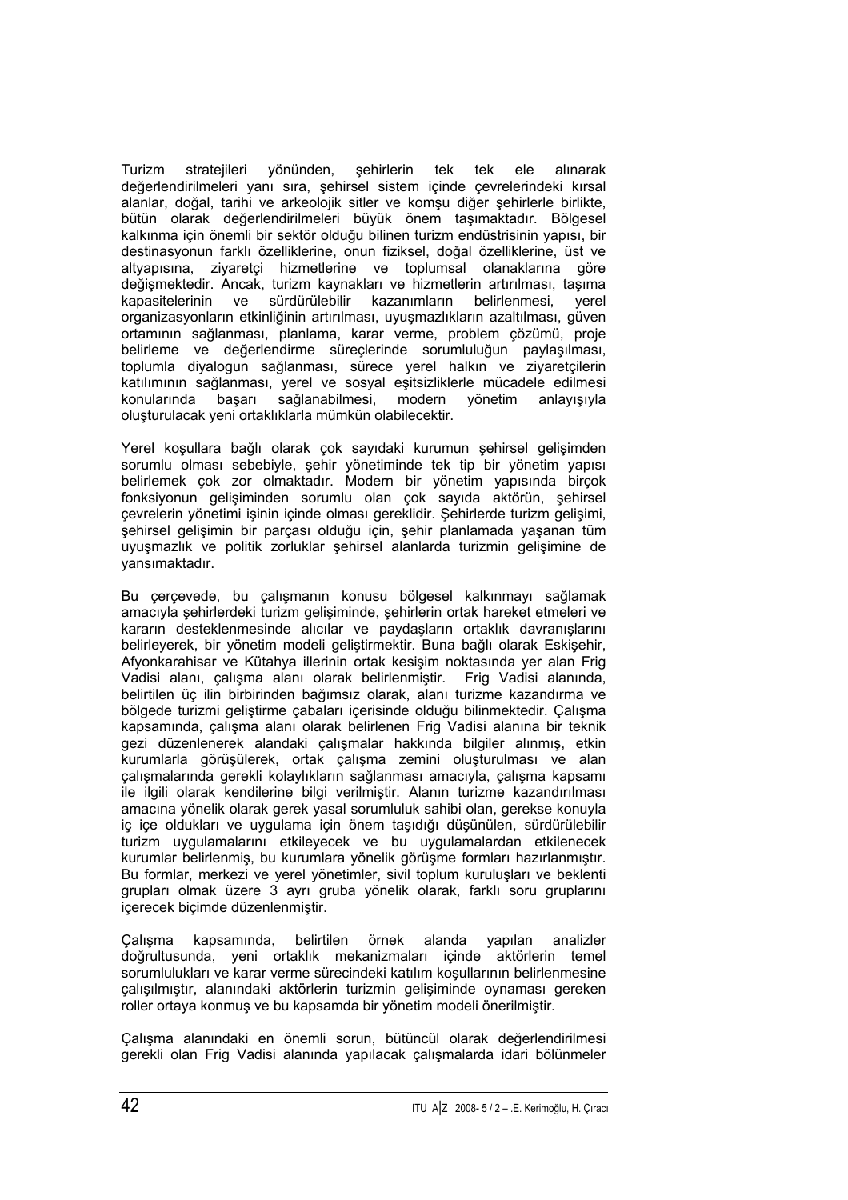Turizm stratejileri yönünden, şehirlerin tek tek ele alınarak değerlendirilmeleri yanı sıra, şehirsel sistem içinde çevrelerindeki kırsal alanlar, doğal, tarihi ve arkeolojik sitler ve komşu diğer şehirlerle birlikte, bütün olarak değerlendirilmeleri büyük önem taşımaktadır. Bölgesel kalkınma için önemli bir sektör olduğu bilinen turizm endüstrisinin yapısı, bir destinasyonun farklı özelliklerine, onun fiziksel, doğal özelliklerine, üst ve altyapısına, ziyaretçi hizmetlerine ve toplumsal olanaklarına göre değişmektedir. Ancak, turizm kaynakları ve hizmetlerin artırılması, taşıma kapasitelerinin ve sürdürülebilir kazanımların belirlenmesi, yerel organizasyonların etkinliğinin artırılması, uyuşmazlıkların azaltılması, güven ortamının sağlanması, planlama, karar verme, problem çözümü, proje belirleme ve değerlendirme süreçlerinde sorumluluğun paylaşılması, toplumla diyalogun sağlanması, sürece yerel halkın ve ziyaretçilerin katılımının sağlanması, yerel ve sosyal eşitsizliklerle mücadele edilmesi konularında başarı sağlanabilmesi, modern yönetim anlayışıyla oluşturulacak yeni ortaklıklarla mümkün olabilecektir.

Yerel koşullara bağlı olarak çok sayıdaki kurumun şehirsel gelişimden sorumlu olması sebebiyle, şehir yönetiminde tek tip bir yönetim yapısı belirlemek çok zor olmaktadır. Modern bir yönetim yapısında birçok fonksiyonun gelişiminden sorumlu olan çok sayıda aktörün, şehirsel çevrelerin yönetimi işinin içinde olması gereklidir. Şehirlerde turizm gelişimi, şehirsel gelişimin bir parçası olduğu için, şehir planlamada yaşanan tüm uyuşmazlık ve politik zorluklar şehirsel alanlarda turizmin gelişimine de yansımaktadır.

Bu çerçevede, bu çalışmanın konusu bölgesel kalkınmayı sağlamak amacıyla şehirlerdeki turizm gelişiminde, şehirlerin ortak hareket etmeleri ve kararın desteklenmesinde alıcılar ve paydaşların ortaklık davranışlarını belirleyerek, bir yönetim modeli geliştirmektir. Buna bağlı olarak Eskişehir, Afyonkarahisar ve Kütahya illerinin ortak kesişim noktasında yer alan Frig Vadisi alanı, çalışma alanı olarak belirlenmiştir. Frig Vadisi alanında, belirtilen üç ilin birbirinden bağımsız olarak, alanı turizme kazandırma ve bölgede turizmi geliştirme çabaları içerisinde olduğu bilinmektedir. Çalışma kapsamında, çalışma alanı olarak belirlenen Frig Vadisi alanına bir teknik gezi düzenlenerek alandaki çalışmalar hakkında bilgiler alınmış, etkin kurumlarla görüşülerek, ortak çalışma zemini oluşturulması ve alan çalışmalarında gerekli kolaylıkların sağlanması amacıyla, çalışma kapsamı ile ilgili olarak kendilerine bilgi verilmiştir. Alanın turizme kazandırılması amacına yönelik olarak gerek yasal sorumluluk sahibi olan, gerekse konuyla iç içe oldukları ve uygulama için önem taşıdığı düşünülen, sürdürülebilir turizm uygulamalarını etkileyecek ve bu uygulamalardan etkilenecek kurumlar belirlenmiş, bu kurumlara yönelik görüşme formları hazırlanmıştır. Bu formlar, merkezi ve yerel yönetimler, sivil toplum kuruluşları ve beklenti grupları olmak üzere 3 ayrı gruba yönelik olarak, farklı soru gruplarını içerecek biçimde düzenlenmiştir.

Çalışma kapsamında, belirtilen örnek alanda yapılan analizler doğrultusunda, yeni ortaklık mekanizmaları içinde aktörlerin temel sorumlulukları ve karar verme sürecindeki katılım koşullarının belirlenmesine çalışılmıştır, alanındaki aktörlerin turizmin gelişiminde oynaması gereken roller ortaya konmuş ve bu kapsamda bir yönetim modeli önerilmiştir.

Çalışma alanındaki en önemli sorun, bütüncül olarak değerlendirilmesi gerekli olan Frig Vadisi alanında yapılacak çalışmalarda idari bölünmeler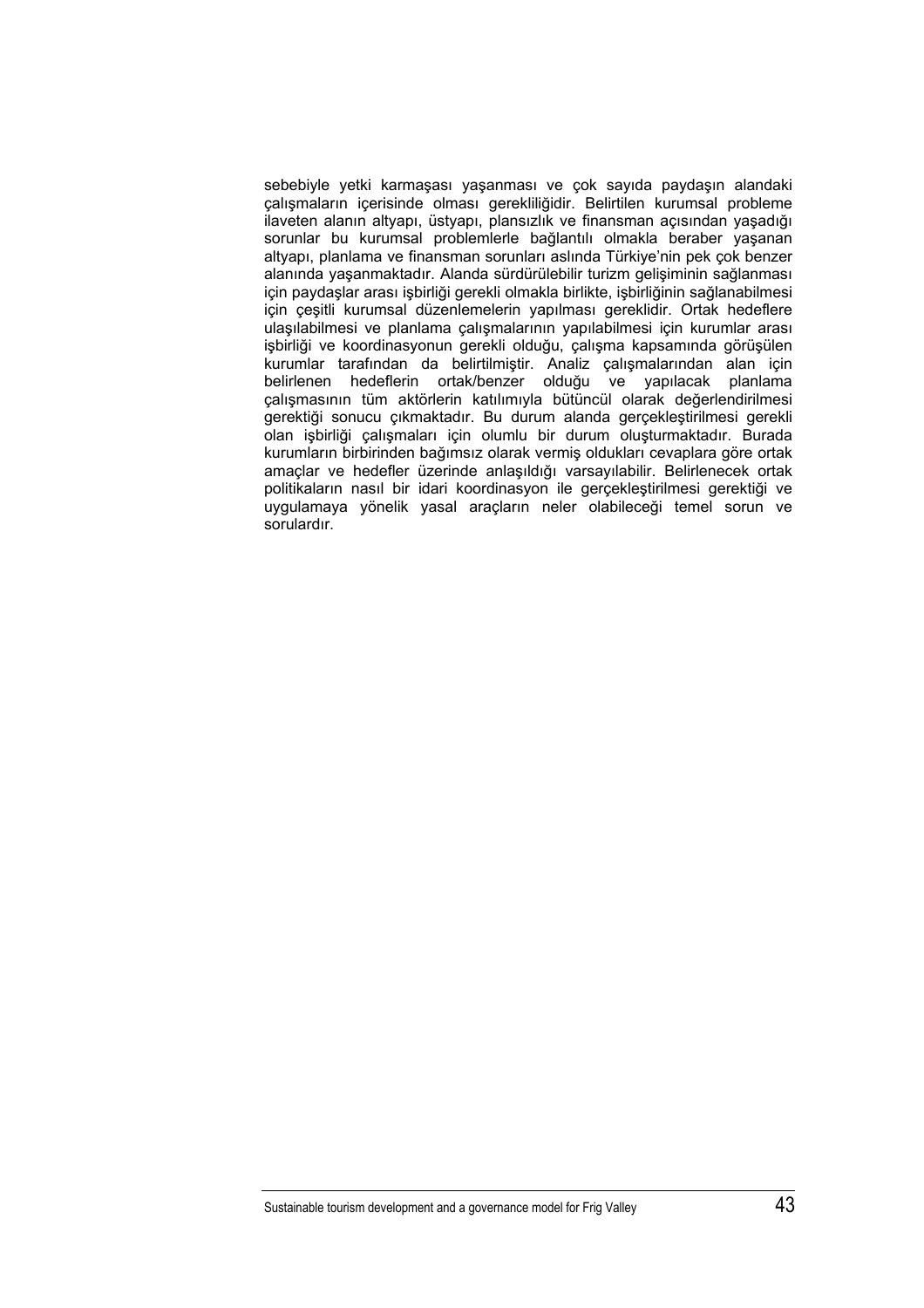sebebiyle yetki karmaşası yaşanması ve çok sayıda paydaşın alandaki çalışmaların içerisinde olması gerekliliğidir. Belirtilen kurumsal probleme ilaveten alanın altyapı, üstyapı, plansızlık ve finansman açısından yaşadığı sorunlar bu kurumsal problemlerle bağlantılı olmakla beraber yaşanan altyapı, planlama ve finansman sorunları aslında Türkiye'nin pek çok benzer alanında yaşanmaktadır. Alanda sürdürülebilir turizm gelişiminin sağlanması için paydaşlar arası işbirliği gerekli olmakla birlikte, işbirliğinin sağlanabilmesi için çeşitli kurumsal düzenlemelerin yapılması gereklidir. Ortak hedeflere ulaşılabilmesi ve planlama çalışmalarının yapılabilmesi için kurumlar arası işbirliği ve koordinasyonun gerekli olduğu, çalışma kapsamında görüşülen kurumlar tarafından da belirtilmiştir. Analiz çalışmalarından alan için belirlenen hedeflerin ortak/benzer olduğu ve yapılacak planlama çalışmasının tüm aktörlerin katılımıyla bütüncül olarak değerlendirilmesi gerektiği sonucu çıkmaktadır. Bu durum alanda gerçekleştirilmesi gerekli olan işbirliği çalışmaları için olumlu bir durum oluşturmaktadır. Burada kurumların birbirinden bağımsız olarak vermiş oldukları cevaplara göre ortak amaçlar ve hedefler üzerinde anlaşıldığı varsayılabilir. Belirlenecek ortak politikaların nasıl bir idari koordinasyon ile gerçekleştirilmesi gerektiği ve uygulamaya yönelik yasal araçların neler olabileceği temel sorun ve sorulardır.